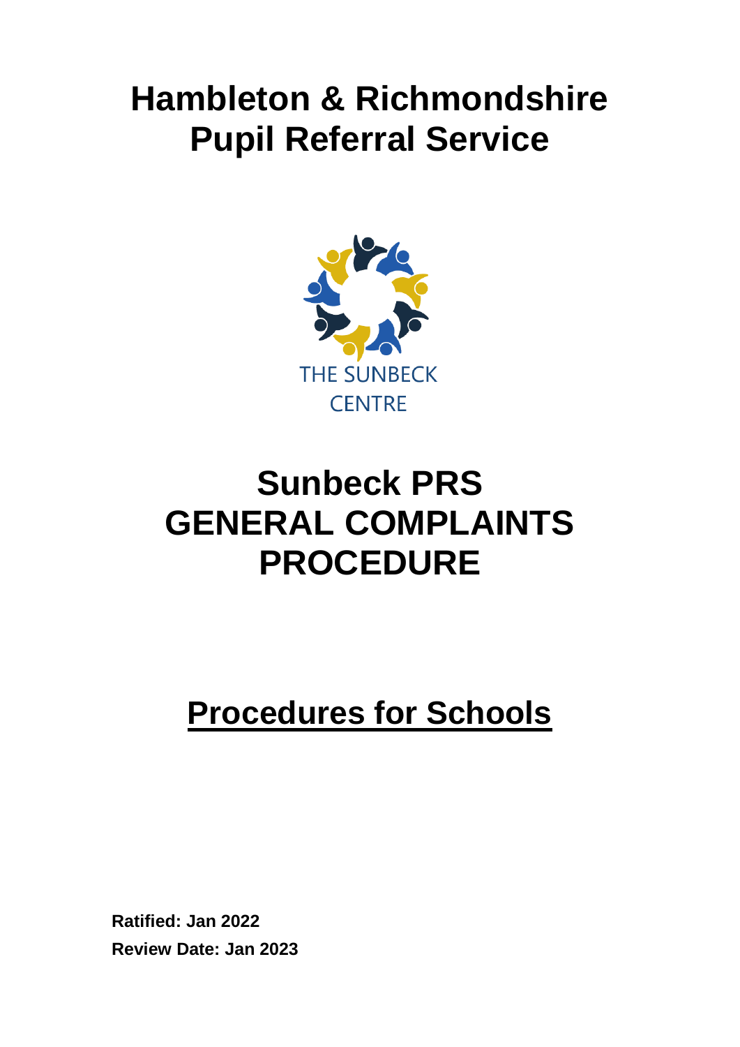# Hambleton & Richmondshire Pupil Referral Service

THE SUNBECK CENTRE

# Sunbeck PRS GENERAL COMPLAINTS PROCEDURE

## Procedures for Schools

**Ratified: Jan 2022**

**Review Date: Jan 2023**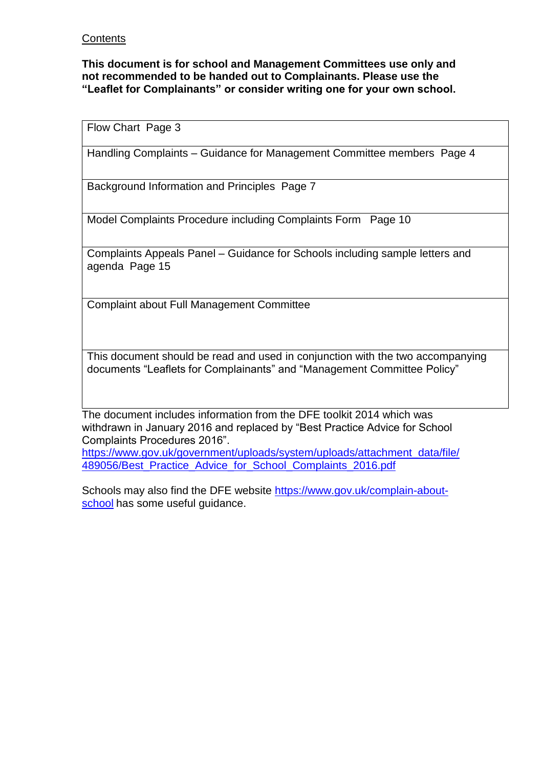Contents

**This document is for school and Management Committees use only and not recommended to be handed out to Complainants. Please use the "Leaflet for Complainants" or consider writing one for your own school.**

| |
|---|
| Flow Chart Page 3 |
| Handling Complaints – Guidance for Management Committee members Page 4 |
| Background Information and Principles Page 7 |
| Model Complaints Procedure including Complaints Form Page 10 |
| Complaints Appeals Panel – Guidance for Schools including sample letters and agenda Page 15 |
| Complaint about Full Management Committee |
| This document should be read and used in conjunction with the two accompanying documents "Leaflets for Complainants" and "Management Committee Policy" |

The document includes information from the DFE toolkit 2014 which was withdrawn in January 2016 and replaced by "Best Practice Advice for School Complaints Procedures 2016".
https://www.gov.uk/government/uploads/system/uploads/attachment_data/file/489056/Best_Practice_Advice_for_School_Complaints_2016.pdf

Schools may also find the DFE website https://www.gov.uk/complain-about-school has some useful guidance.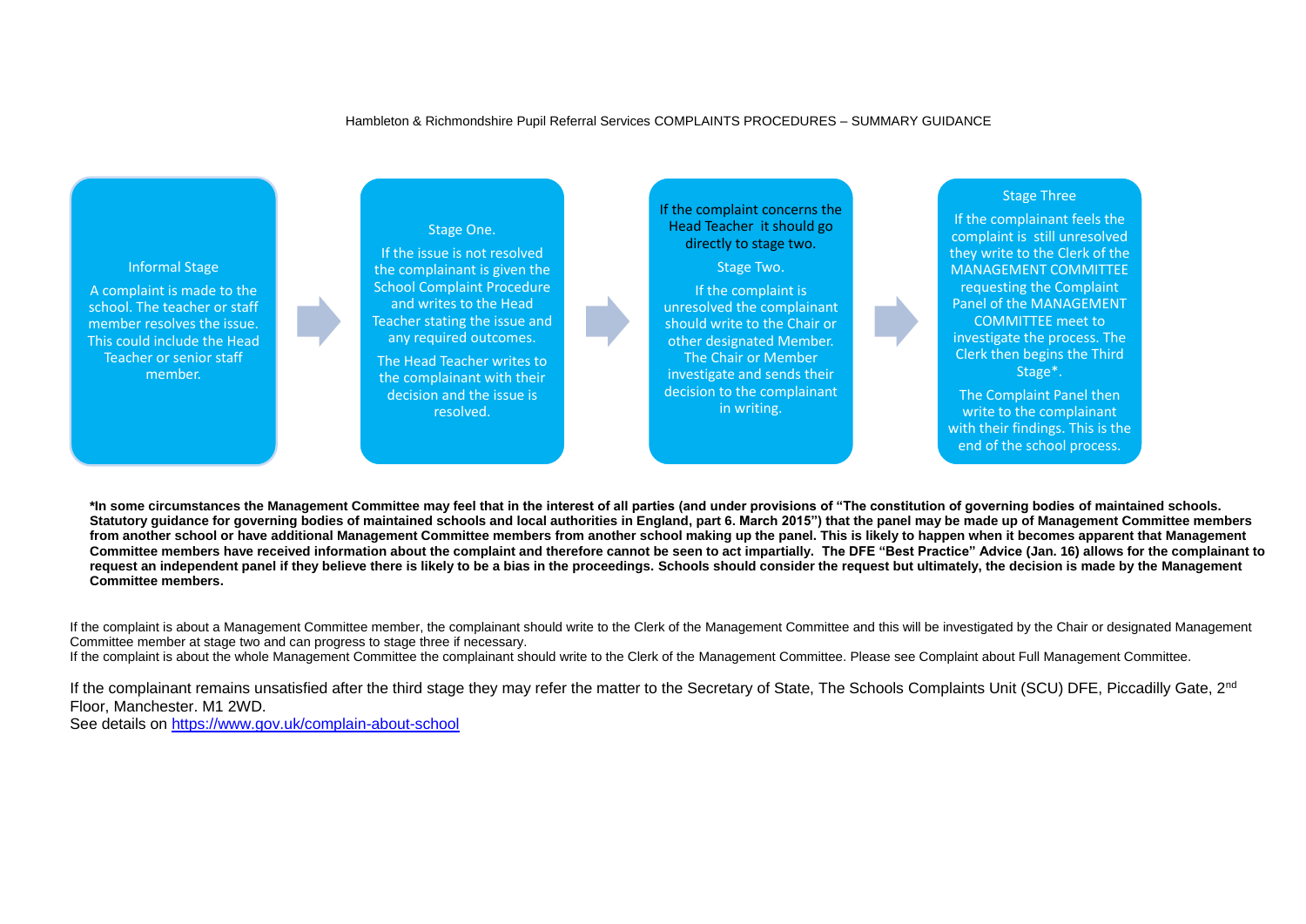Hambleton & Richmondshire Pupil Referral Services COMPLAINTS PROCEDURES – SUMMARY GUIDANCE

**Informal Stage**

A complaint is made to the school. The teacher or staff member resolves the issue. This could include the Head Teacher or senior staff member.

→

**Stage One.**

If the issue is not resolved the complainant is given the School Complaint Procedure and writes to the Head Teacher stating the issue and any required outcomes.

The Head Teacher writes to the complainant with their decision and the issue is resolved.

→

If the complaint concerns the Head Teacher it should go directly to stage two.

**Stage Two.**

If the complaint is unresolved the complainant should write to the Chair or other designated Member. The Chair or Member investigate and sends their decision to the complainant in writing.

→

**Stage Three**

If the complainant feels the complaint is still unresolved they write to the Clerk of the MANAGEMENT COMMITTEE requesting the Complaint Panel of the MANAGEMENT COMMITTEE meet to investigate the process. The Clerk then begins the Third Stage*.

The Complaint Panel then write to the complainant with their findings. This is the end of the school process.

**\*In some circumstances the Management Committee may feel that in the interest of all parties (and under provisions of "The constitution of governing bodies of maintained schools. Statutory guidance for governing bodies of maintained schools and local authorities in England, part 6. March 2015") that the panel may be made up of Management Committee members from another school or have additional Management Committee members from another school making up the panel. This is likely to happen when it becomes apparent that Management Committee members have received information about the complaint and therefore cannot be seen to act impartially. The DFE "Best Practice" Advice (Jan. 16) allows for the complainant to request an independent panel if they believe there is likely to be a bias in the proceedings. Schools should consider the request but ultimately, the decision is made by the Management Committee members.**

If the complaint is about a Management Committee member, the complainant should write to the Clerk of the Management Committee and this will be investigated by the Chair or designated Management Committee member at stage two and can progress to stage three if necessary.
If the complaint is about the whole Management Committee the complainant should write to the Clerk of the Management Committee. Please see Complaint about Full Management Committee.

If the complainant remains unsatisfied after the third stage they may refer the matter to the Secretary of State, The Schools Complaints Unit (SCU) DFE, Piccadilly Gate, 2nd Floor, Manchester. M1 2WD.
See details on [https://www.gov.uk/complain-about-school](https://www.gov.uk/complain-about-school)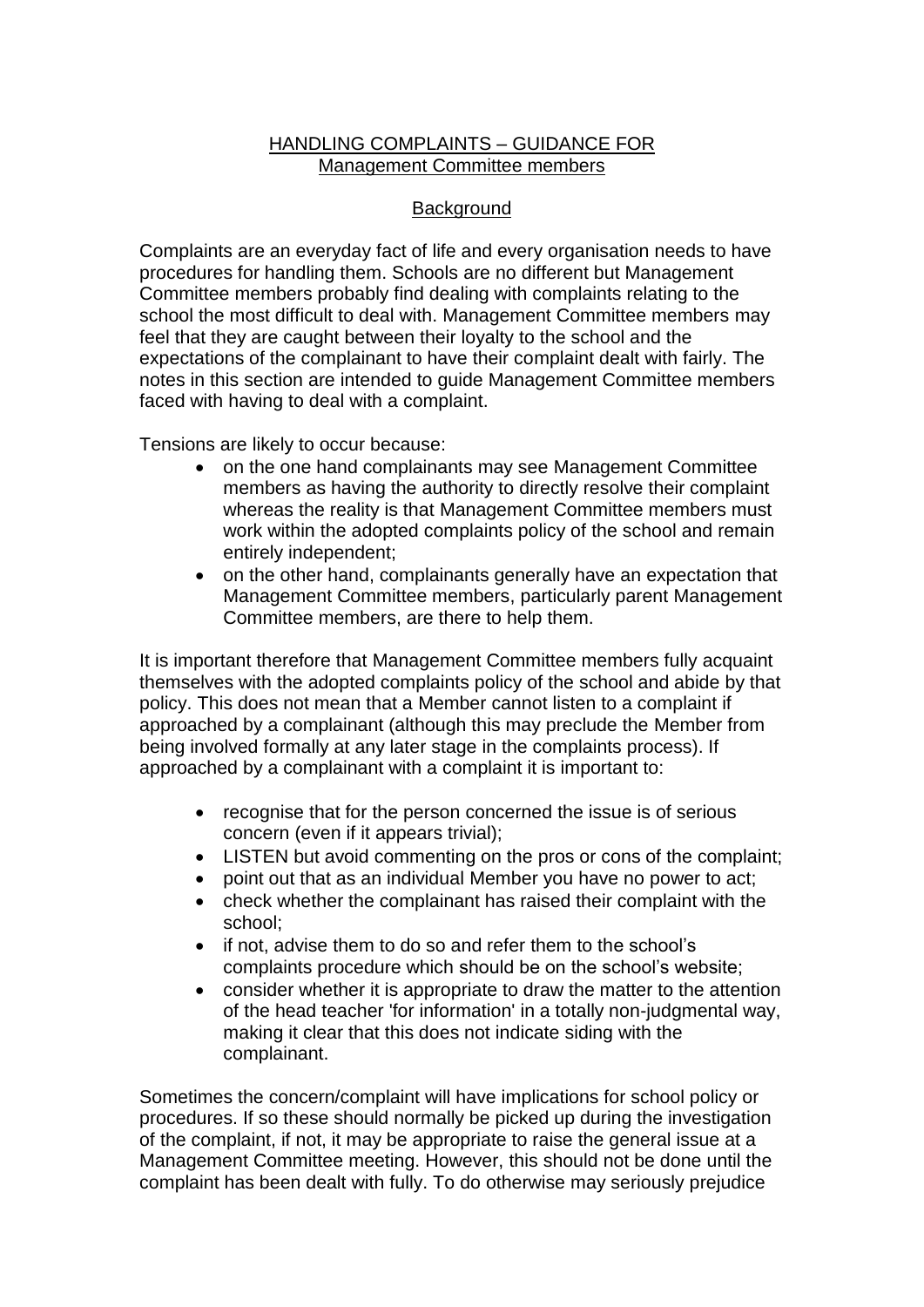# <u>HANDLING COMPLAINTS – GUIDANCE FOR Management Committee members</u>

## <u>Background</u>

Complaints are an everyday fact of life and every organisation needs to have procedures for handling them. Schools are no different but Management Committee members probably find dealing with complaints relating to the school the most difficult to deal with. Management Committee members may feel that they are caught between their loyalty to the school and the expectations of the complainant to have their complaint dealt with fairly. The notes in this section are intended to guide Management Committee members faced with having to deal with a complaint.

Tensions are likely to occur because:

- on the one hand complainants may see Management Committee members as having the authority to directly resolve their complaint whereas the reality is that Management Committee members must work within the adopted complaints policy of the school and remain entirely independent;
- on the other hand, complainants generally have an expectation that Management Committee members, particularly parent Management Committee members, are there to help them.

It is important therefore that Management Committee members fully acquaint themselves with the adopted complaints policy of the school and abide by that policy. This does not mean that a Member cannot listen to a complaint if approached by a complainant (although this may preclude the Member from being involved formally at any later stage in the complaints process). If approached by a complainant with a complaint it is important to:

- recognise that for the person concerned the issue is of serious concern (even if it appears trivial);
- LISTEN but avoid commenting on the pros or cons of the complaint;
- point out that as an individual Member you have no power to act;
- check whether the complainant has raised their complaint with the school;
- if not, advise them to do so and refer them to the school's complaints procedure which should be on the school's website;
- consider whether it is appropriate to draw the matter to the attention of the head teacher 'for information' in a totally non-judgmental way, making it clear that this does not indicate siding with the complainant.

Sometimes the concern/complaint will have implications for school policy or procedures. If so these should normally be picked up during the investigation of the complaint, if not, it may be appropriate to raise the general issue at a Management Committee meeting. However, this should not be done until the complaint has been dealt with fully. To do otherwise may seriously prejudice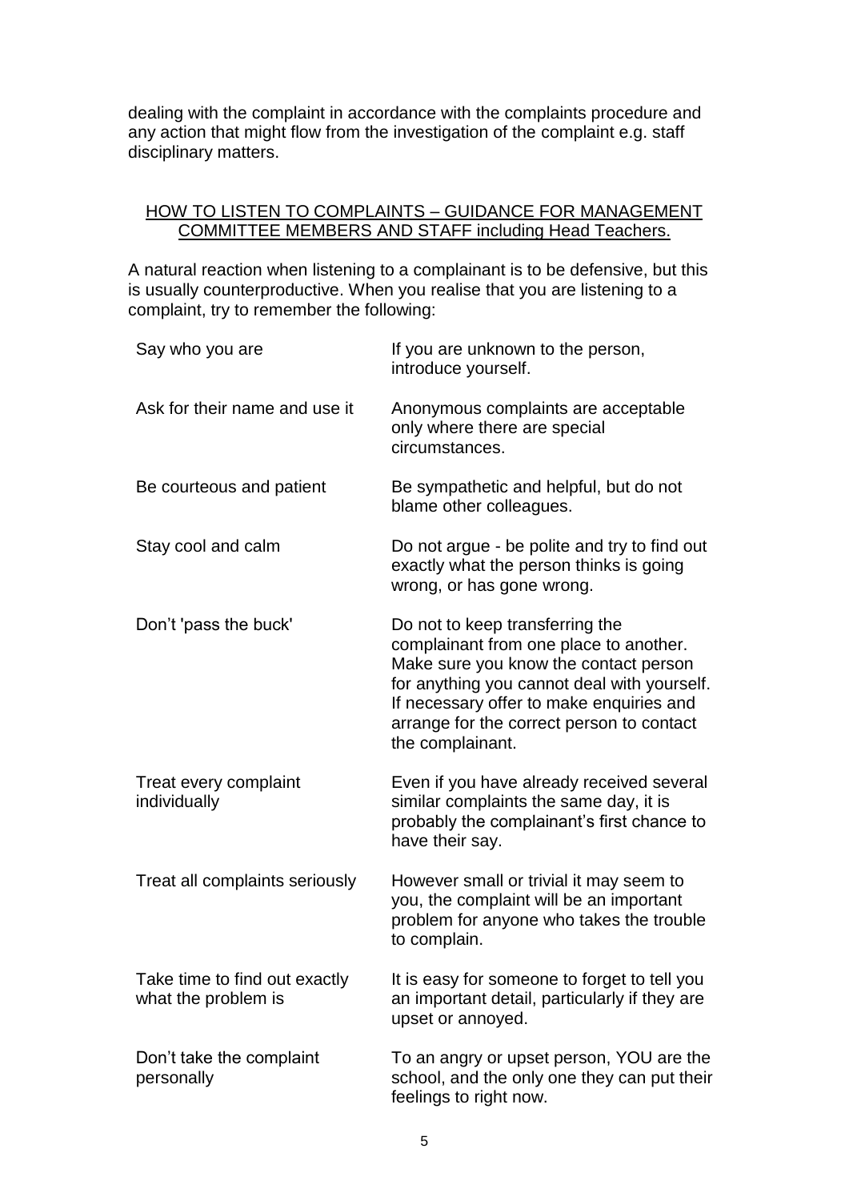dealing with the complaint in accordance with the complaints procedure and any action that might flow from the investigation of the complaint e.g. staff disciplinary matters.

## HOW TO LISTEN TO COMPLAINTS – GUIDANCE FOR MANAGEMENT COMMITTEE MEMBERS AND STAFF including Head Teachers.

A natural reaction when listening to a complainant is to be defensive, but this is usually counterproductive. When you realise that you are listening to a complaint, try to remember the following:

| | |
|---|---|
| Say who you are | If you are unknown to the person, introduce yourself. |
| Ask for their name and use it | Anonymous complaints are acceptable only where there are special circumstances. |
| Be courteous and patient | Be sympathetic and helpful, but do not blame other colleagues. |
| Stay cool and calm | Do not argue - be polite and try to find out exactly what the person thinks is going wrong, or has gone wrong. |
| Don't 'pass the buck' | Do not to keep transferring the complainant from one place to another. Make sure you know the contact person for anything you cannot deal with yourself. If necessary offer to make enquiries and arrange for the correct person to contact the complainant. |
| Treat every complaint individually | Even if you have already received several similar complaints the same day, it is probably the complainant's first chance to have their say. |
| Treat all complaints seriously | However small or trivial it may seem to you, the complaint will be an important problem for anyone who takes the trouble to complain. |
| Take time to find out exactly what the problem is | It is easy for someone to forget to tell you an important detail, particularly if they are upset or annoyed. |
| Don't take the complaint personally | To an angry or upset person, YOU are the school, and the only one they can put their feelings to right now. |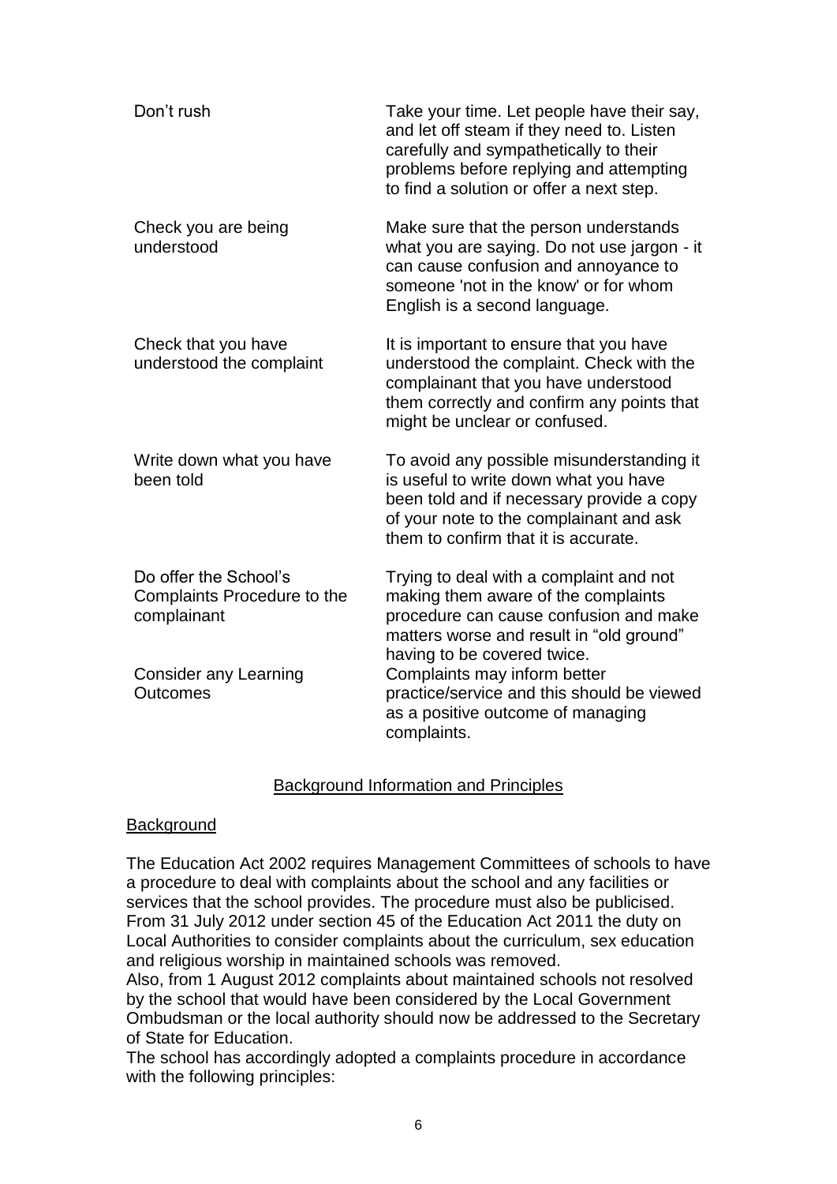| | |
|---|---|
| Don't rush | Take your time. Let people have their say, and let off steam if they need to. Listen carefully and sympathetically to their problems before replying and attempting to find a solution or offer a next step. |
| Check you are being understood | Make sure that the person understands what you are saying. Do not use jargon - it can cause confusion and annoyance to someone 'not in the know' or for whom English is a second language. |
| Check that you have understood the complaint | It is important to ensure that you have understood the complaint. Check with the complainant that you have understood them correctly and confirm any points that might be unclear or confused. |
| Write down what you have been told | To avoid any possible misunderstanding it is useful to write down what you have been told and if necessary provide a copy of your note to the complainant and ask them to confirm that it is accurate. |
| Do offer the School's Complaints Procedure to the complainant | Trying to deal with a complaint and not making them aware of the complaints procedure can cause confusion and make matters worse and result in "old ground" having to be covered twice. |
| Consider any Learning Outcomes | Complaints may inform better practice/service and this should be viewed as a positive outcome of managing complaints. |

## Background Information and Principles

### Background

The Education Act 2002 requires Management Committees of schools to have a procedure to deal with complaints about the school and any facilities or services that the school provides. The procedure must also be publicised. From 31 July 2012 under section 45 of the Education Act 2011 the duty on Local Authorities to consider complaints about the curriculum, sex education and religious worship in maintained schools was removed.

Also, from 1 August 2012 complaints about maintained schools not resolved by the school that would have been considered by the Local Government Ombudsman or the local authority should now be addressed to the Secretary of State for Education.

The school has accordingly adopted a complaints procedure in accordance with the following principles: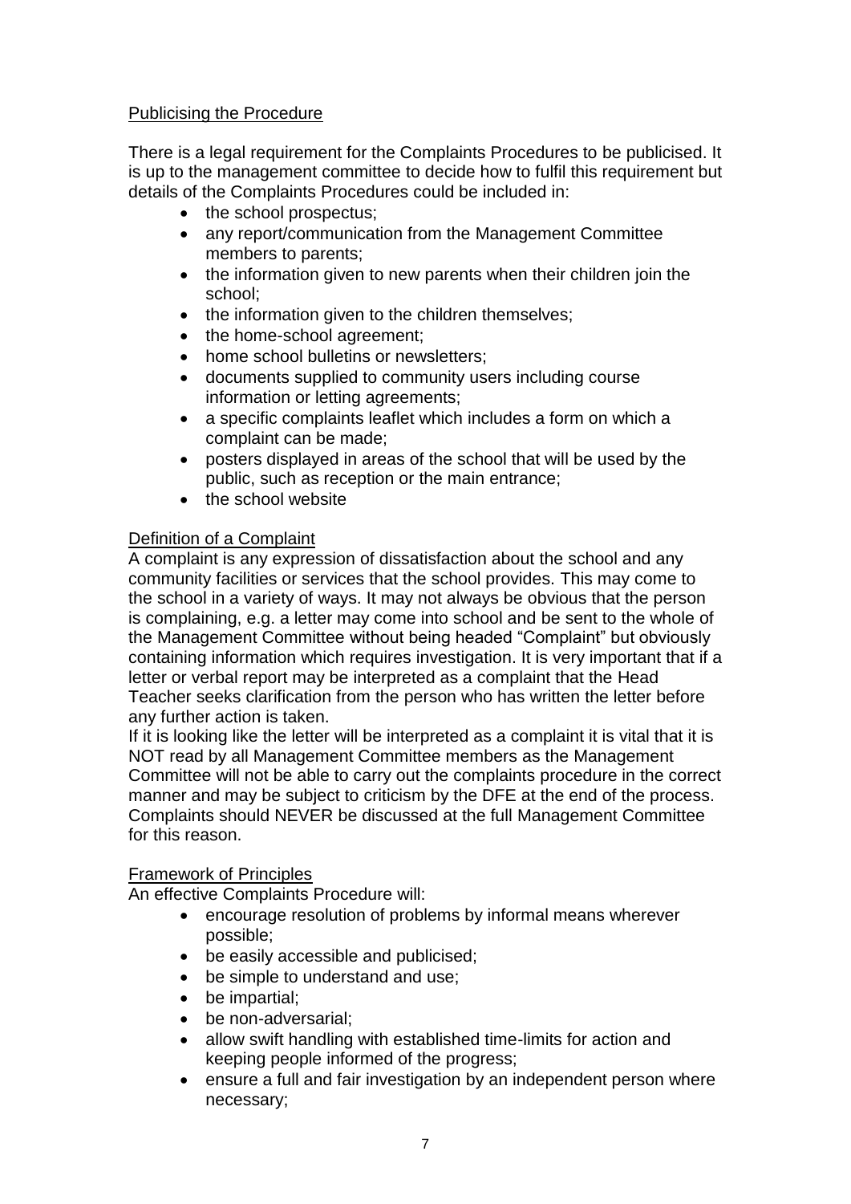## Publicising the Procedure

There is a legal requirement for the Complaints Procedures to be publicised. It is up to the management committee to decide how to fulfil this requirement but details of the Complaints Procedures could be included in:

- the school prospectus;
- any report/communication from the Management Committee members to parents;
- the information given to new parents when their children join the school;
- the information given to the children themselves;
- the home-school agreement;
- home school bulletins or newsletters;
- documents supplied to community users including course information or letting agreements;
- a specific complaints leaflet which includes a form on which a complaint can be made;
- posters displayed in areas of the school that will be used by the public, such as reception or the main entrance;
- the school website

## Definition of a Complaint

A complaint is any expression of dissatisfaction about the school and any community facilities or services that the school provides. This may come to the school in a variety of ways. It may not always be obvious that the person is complaining, e.g. a letter may come into school and be sent to the whole of the Management Committee without being headed "Complaint" but obviously containing information which requires investigation. It is very important that if a letter or verbal report may be interpreted as a complaint that the Head Teacher seeks clarification from the person who has written the letter before any further action is taken.

If it is looking like the letter will be interpreted as a complaint it is vital that it is NOT read by all Management Committee members as the Management Committee will not be able to carry out the complaints procedure in the correct manner and may be subject to criticism by the DFE at the end of the process. Complaints should NEVER be discussed at the full Management Committee for this reason.

## Framework of Principles

An effective Complaints Procedure will:

- encourage resolution of problems by informal means wherever possible;
- be easily accessible and publicised;
- be simple to understand and use;
- be impartial;
- be non-adversarial;
- allow swift handling with established time-limits for action and keeping people informed of the progress;
- ensure a full and fair investigation by an independent person where necessary;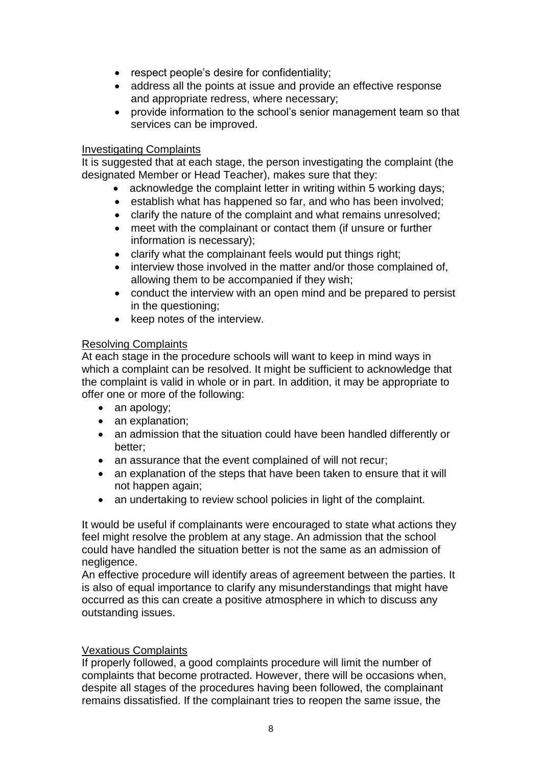- respect people's desire for confidentiality;
- address all the points at issue and provide an effective response and appropriate redress, where necessary;
- provide information to the school's senior management team so that services can be improved.

Investigating Complaints

It is suggested that at each stage, the person investigating the complaint (the designated Member or Head Teacher), makes sure that they:

- acknowledge the complaint letter in writing within 5 working days;
- establish what has happened so far, and who has been involved;
- clarify the nature of the complaint and what remains unresolved;
- meet with the complainant or contact them (if unsure or further information is necessary);
- clarify what the complainant feels would put things right;
- interview those involved in the matter and/or those complained of, allowing them to be accompanied if they wish;
- conduct the interview with an open mind and be prepared to persist in the questioning;
- keep notes of the interview.

Resolving Complaints

At each stage in the procedure schools will want to keep in mind ways in which a complaint can be resolved. It might be sufficient to acknowledge that the complaint is valid in whole or in part. In addition, it may be appropriate to offer one or more of the following:

- an apology;
- an explanation;
- an admission that the situation could have been handled differently or better;
- an assurance that the event complained of will not recur;
- an explanation of the steps that have been taken to ensure that it will not happen again;
- an undertaking to review school policies in light of the complaint.

It would be useful if complainants were encouraged to state what actions they feel might resolve the problem at any stage. An admission that the school could have handled the situation better is not the same as an admission of negligence.

An effective procedure will identify areas of agreement between the parties. It is also of equal importance to clarify any misunderstandings that might have occurred as this can create a positive atmosphere in which to discuss any outstanding issues.

Vexatious Complaints

If properly followed, a good complaints procedure will limit the number of complaints that become protracted. However, there will be occasions when, despite all stages of the procedures having been followed, the complainant remains dissatisfied. If the complainant tries to reopen the same issue, the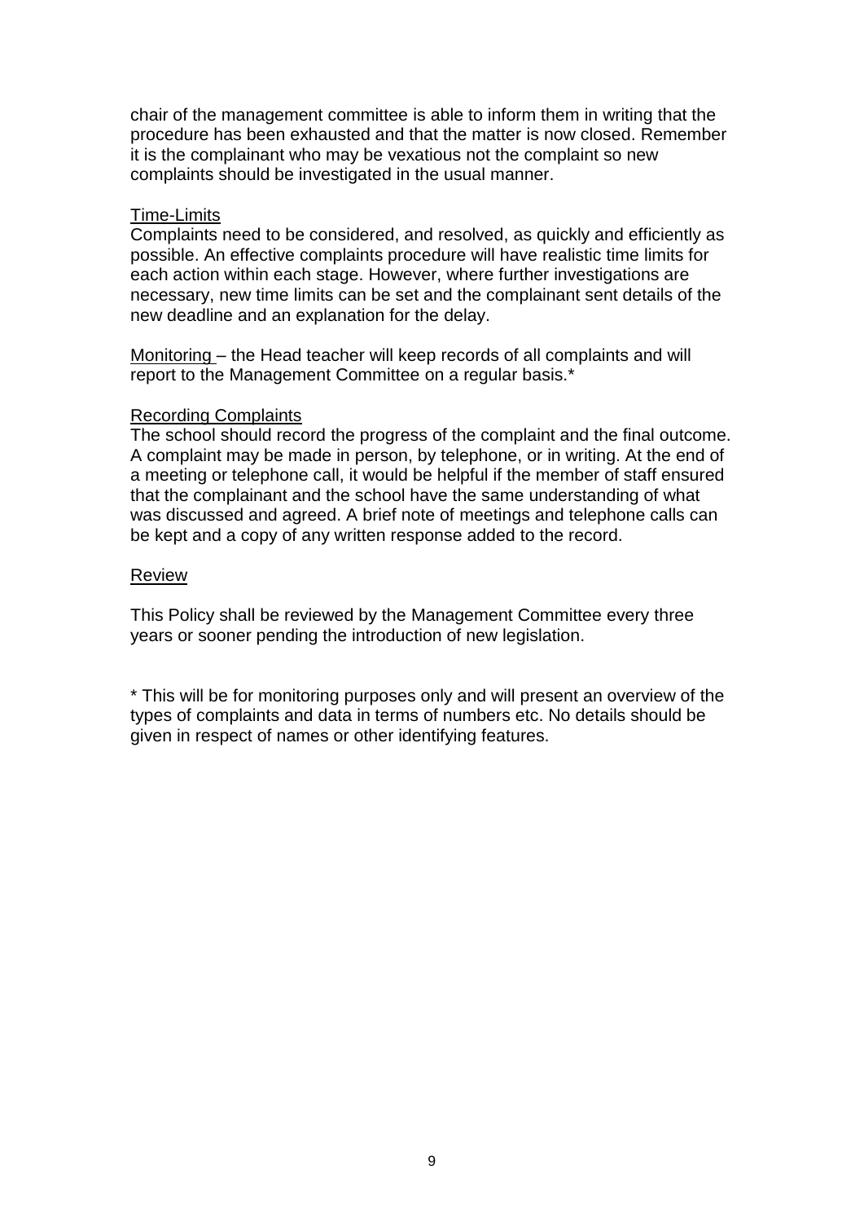chair of the management committee is able to inform them in writing that the procedure has been exhausted and that the matter is now closed. Remember it is the complainant who may be vexatious not the complaint so new complaints should be investigated in the usual manner.

<u>Time-Limits</u>
Complaints need to be considered, and resolved, as quickly and efficiently as possible. An effective complaints procedure will have realistic time limits for each action within each stage. However, where further investigations are necessary, new time limits can be set and the complainant sent details of the new deadline and an explanation for the delay.

<u>Monitoring</u> – the Head teacher will keep records of all complaints and will report to the Management Committee on a regular basis.*

<u>Recording Complaints</u>
The school should record the progress of the complaint and the final outcome. A complaint may be made in person, by telephone, or in writing. At the end of a meeting or telephone call, it would be helpful if the member of staff ensured that the complainant and the school have the same understanding of what was discussed and agreed. A brief note of meetings and telephone calls can be kept and a copy of any written response added to the record.

<u>Review</u>

This Policy shall be reviewed by the Management Committee every three years or sooner pending the introduction of new legislation.

* This will be for monitoring purposes only and will present an overview of the types of complaints and data in terms of numbers etc. No details should be given in respect of names or other identifying features.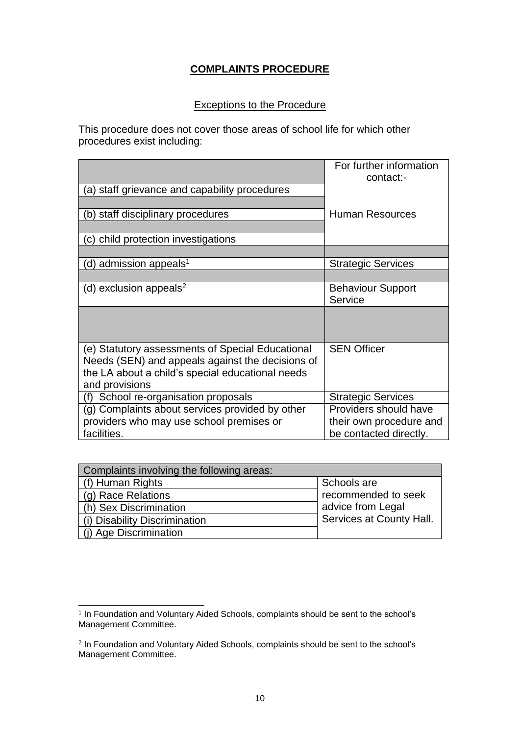# COMPLAINTS PROCEDURE

## Exceptions to the Procedure

This procedure does not cover those areas of school life for which other procedures exist including:

| | For further information contact:- |
|---|---|
| (a) staff grievance and capability procedures | Human Resources |
| (b) staff disciplinary procedures | |
| (c) child protection investigations | |
| (d) admission appeals[1] | Strategic Services |
| (d) exclusion appeals[2] | Behaviour Support Service |
| (e) Statutory assessments of Special Educational Needs (SEN) and appeals against the decisions of the LA about a child's special educational needs and provisions | SEN Officer |
| (f) School re-organisation proposals | Strategic Services |
| (g) Complaints about services provided by other providers who may use school premises or facilities. | Providers should have their own procedure and be contacted directly. |

| Complaints involving the following areas: | |
|---|---|
| (f) Human Rights | Schools are recommended to seek advice from Legal Services at County Hall. |
| (g) Race Relations | |
| (h) Sex Discrimination | |
| (i) Disability Discrimination | |
| (j) Age Discrimination | |

[1] In Foundation and Voluntary Aided Schools, complaints should be sent to the school's Management Committee.

[2] In Foundation and Voluntary Aided Schools, complaints should be sent to the school's Management Committee.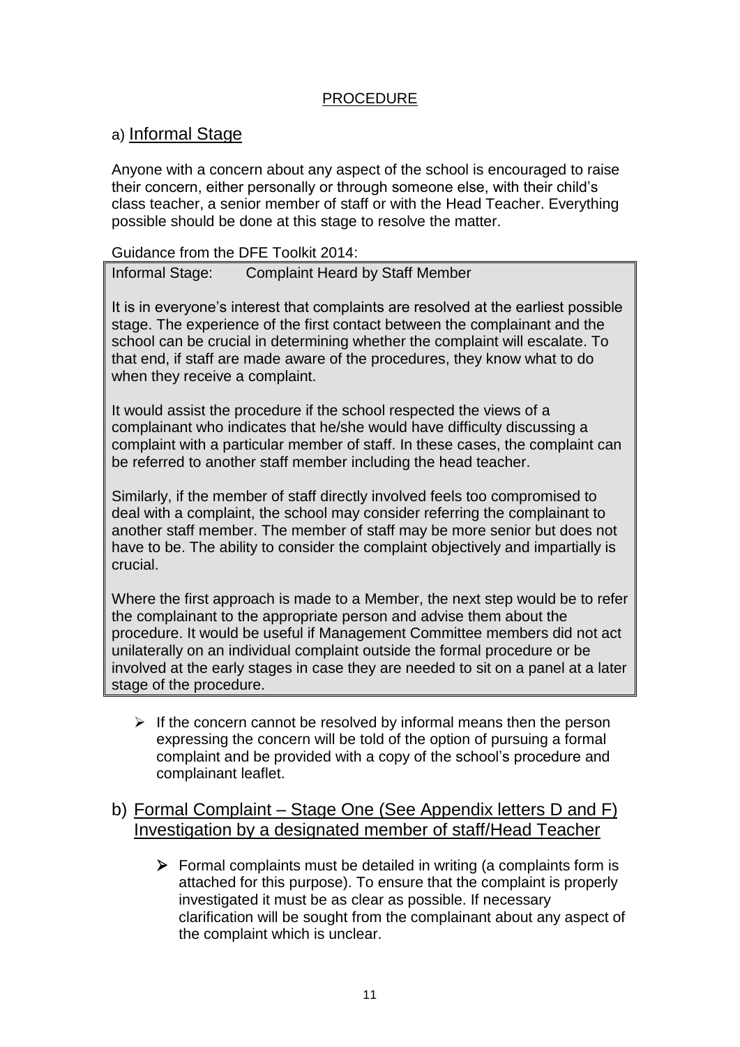## PROCEDURE

### a) Informal Stage

Anyone with a concern about any aspect of the school is encouraged to raise their concern, either personally or through someone else, with their child's class teacher, a senior member of staff or with the Head Teacher. Everything possible should be done at this stage to resolve the matter.

Guidance from the DFE Toolkit 2014:

> Informal Stage: Complaint Heard by Staff Member
>
> It is in everyone's interest that complaints are resolved at the earliest possible stage. The experience of the first contact between the complainant and the school can be crucial in determining whether the complaint will escalate. To that end, if staff are made aware of the procedures, they know what to do when they receive a complaint.
>
> It would assist the procedure if the school respected the views of a complainant who indicates that he/she would have difficulty discussing a complaint with a particular member of staff. In these cases, the complaint can be referred to another staff member including the head teacher.
>
> Similarly, if the member of staff directly involved feels too compromised to deal with a complaint, the school may consider referring the complainant to another staff member. The member of staff may be more senior but does not have to be. The ability to consider the complaint objectively and impartially is crucial.
>
> Where the first approach is made to a Member, the next step would be to refer the complainant to the appropriate person and advise them about the procedure. It would be useful if Management Committee members did not act unilaterally on an individual complaint outside the formal procedure or be involved at the early stages in case they are needed to sit on a panel at a later stage of the procedure.

- If the concern cannot be resolved by informal means then the person expressing the concern will be told of the option of pursuing a formal complaint and be provided with a copy of the school's procedure and complainant leaflet.

### b) Formal Complaint – Stage One (See Appendix letters D and F) Investigation by a designated member of staff/Head Teacher

- Formal complaints must be detailed in writing (a complaints form is attached for this purpose). To ensure that the complaint is properly investigated it must be as clear as possible. If necessary clarification will be sought from the complainant about any aspect of the complaint which is unclear.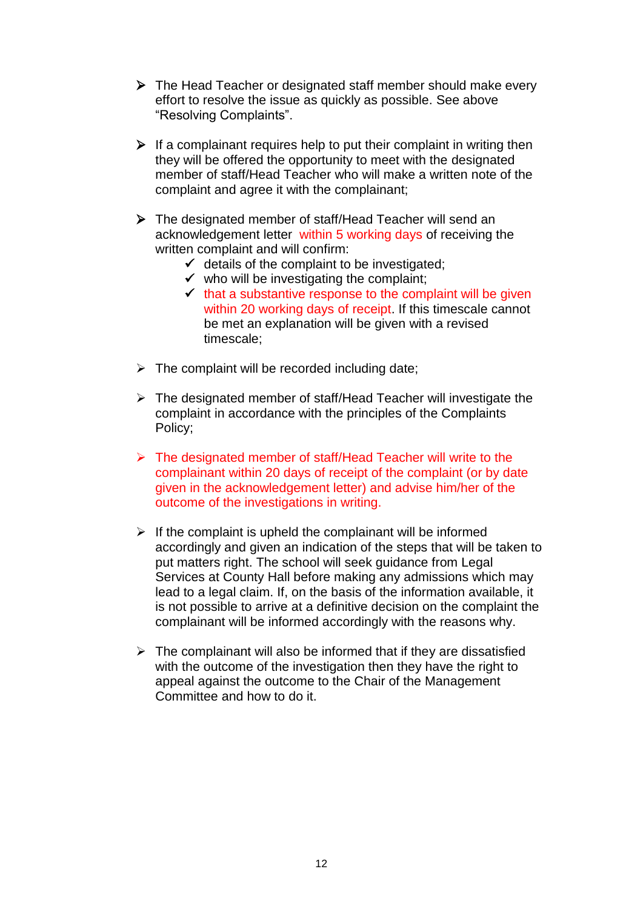- The Head Teacher or designated staff member should make every effort to resolve the issue as quickly as possible. See above "Resolving Complaints".

- If a complainant requires help to put their complaint in writing then they will be offered the opportunity to meet with the designated member of staff/Head Teacher who will make a written note of the complaint and agree it with the complainant;

- The designated member of staff/Head Teacher will send an acknowledgement letter within 5 working days of receiving the written complaint and will confirm:
  - ✓ details of the complaint to be investigated;
  - ✓ who will be investigating the complaint;
  - ✓ that a substantive response to the complaint will be given within 20 working days of receipt. If this timescale cannot be met an explanation will be given with a revised timescale;

- The complaint will be recorded including date;

- The designated member of staff/Head Teacher will investigate the complaint in accordance with the principles of the Complaints Policy;

- The designated member of staff/Head Teacher will write to the complainant within 20 days of receipt of the complaint (or by date given in the acknowledgement letter) and advise him/her of the outcome of the investigations in writing.

- If the complaint is upheld the complainant will be informed accordingly and given an indication of the steps that will be taken to put matters right. The school will seek guidance from Legal Services at County Hall before making any admissions which may lead to a legal claim. If, on the basis of the information available, it is not possible to arrive at a definitive decision on the complaint the complainant will be informed accordingly with the reasons why.

- The complainant will also be informed that if they are dissatisfied with the outcome of the investigation then they have the right to appeal against the outcome to the Chair of the Management Committee and how to do it.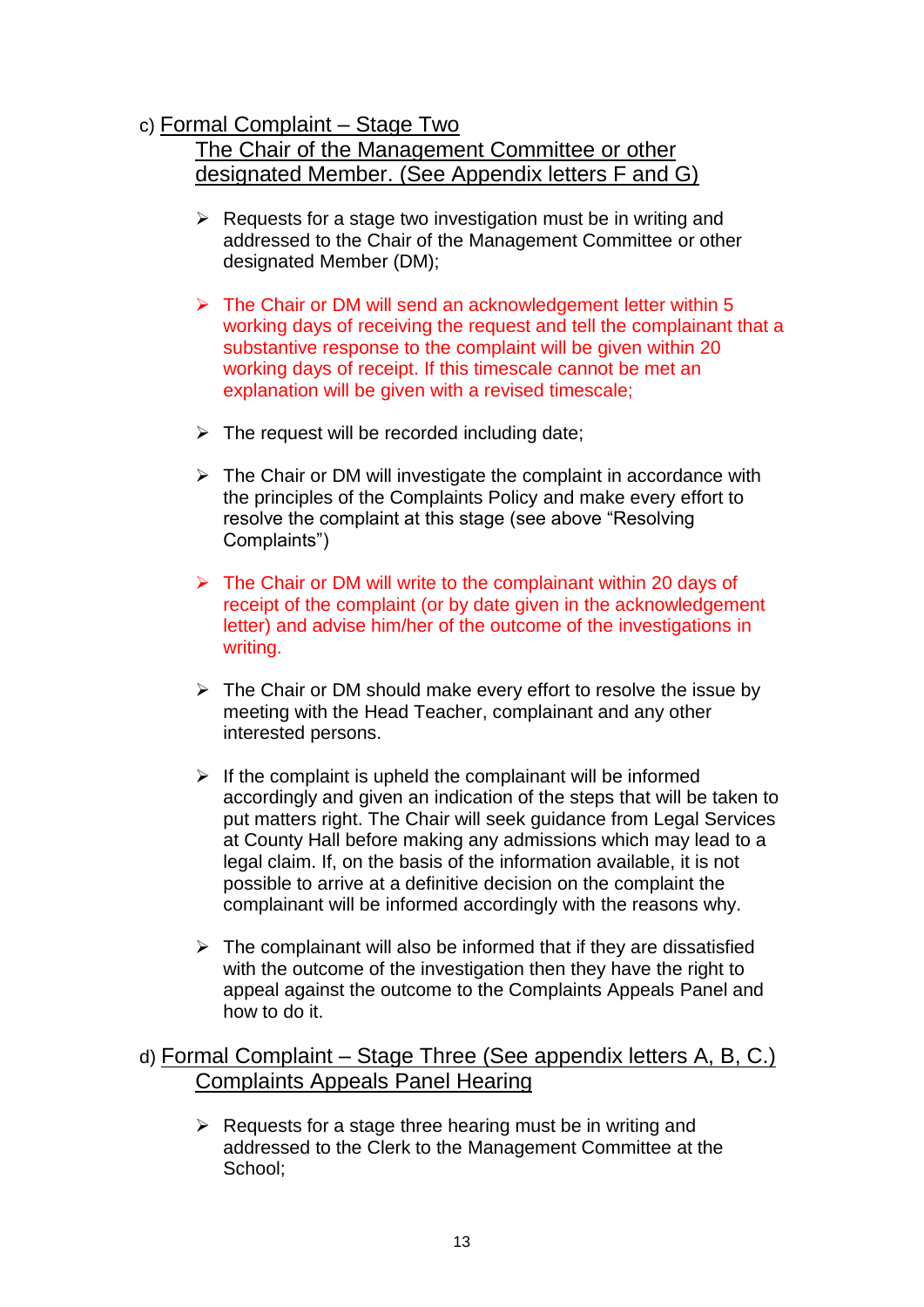c) Formal Complaint – Stage Two
The Chair of the Management Committee or other designated Member. (See Appendix letters F and G)

- Requests for a stage two investigation must be in writing and addressed to the Chair of the Management Committee or other designated Member (DM);

- The Chair or DM will send an acknowledgement letter within 5 working days of receiving the request and tell the complainant that a substantive response to the complaint will be given within 20 working days of receipt. If this timescale cannot be met an explanation will be given with a revised timescale;

- The request will be recorded including date;

- The Chair or DM will investigate the complaint in accordance with the principles of the Complaints Policy and make every effort to resolve the complaint at this stage (see above "Resolving Complaints")

- The Chair or DM will write to the complainant within 20 days of receipt of the complaint (or by date given in the acknowledgement letter) and advise him/her of the outcome of the investigations in writing.

- The Chair or DM should make every effort to resolve the issue by meeting with the Head Teacher, complainant and any other interested persons.

- If the complaint is upheld the complainant will be informed accordingly and given an indication of the steps that will be taken to put matters right. The Chair will seek guidance from Legal Services at County Hall before making any admissions which may lead to a legal claim. If, on the basis of the information available, it is not possible to arrive at a definitive decision on the complaint the complainant will be informed accordingly with the reasons why.

- The complainant will also be informed that if they are dissatisfied with the outcome of the investigation then they have the right to appeal against the outcome to the Complaints Appeals Panel and how to do it.

d) Formal Complaint – Stage Three (See appendix letters A, B, C.)
Complaints Appeals Panel Hearing

- Requests for a stage three hearing must be in writing and addressed to the Clerk to the Management Committee at the School;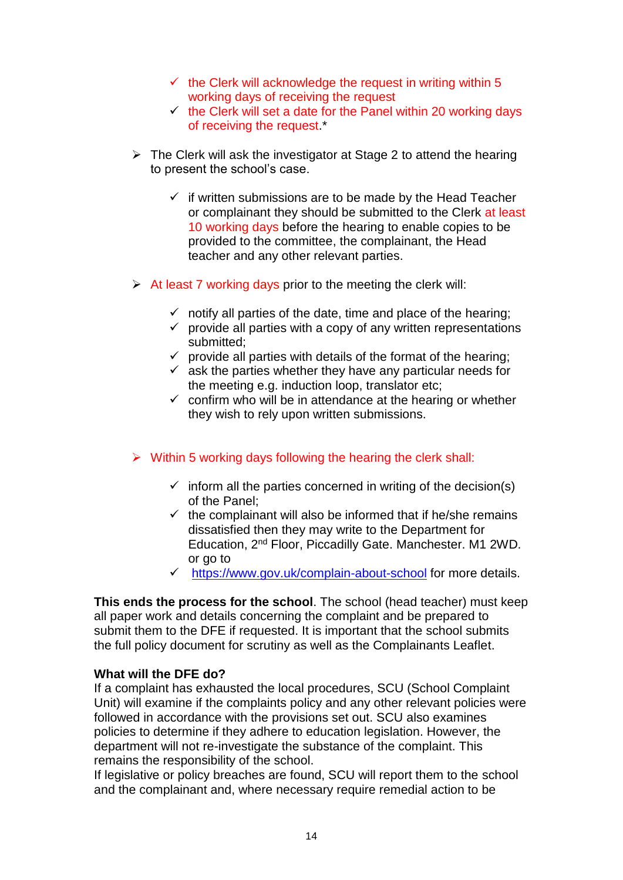- ✓ the Clerk will acknowledge the request in writing within 5 working days of receiving the request
  - ✓ the Clerk will set a date for the Panel within 20 working days of receiving the request.*

- The Clerk will ask the investigator at Stage 2 to attend the hearing to present the school's case.

  - ✓ if written submissions are to be made by the Head Teacher or complainant they should be submitted to the Clerk at least 10 working days before the hearing to enable copies to be provided to the committee, the complainant, the Head teacher and any other relevant parties.

- At least 7 working days prior to the meeting the clerk will:

  - ✓ notify all parties of the date, time and place of the hearing;
  - ✓ provide all parties with a copy of any written representations submitted;
  - ✓ provide all parties with details of the format of the hearing;
  - ✓ ask the parties whether they have any particular needs for the meeting e.g. induction loop, translator etc;
  - ✓ confirm who will be in attendance at the hearing or whether they wish to rely upon written submissions.

- Within 5 working days following the hearing the clerk shall:

  - ✓ inform all the parties concerned in writing of the decision(s) of the Panel;
  - ✓ the complainant will also be informed that if he/she remains dissatisfied then they may write to the Department for Education, 2nd Floor, Piccadilly Gate. Manchester. M1 2WD. or go to
  - ✓ [https://www.gov.uk/complain-about-school](https://www.gov.uk/complain-about-school) for more details.

**This ends the process for the school**. The school (head teacher) must keep all paper work and details concerning the complaint and be prepared to submit them to the DFE if requested. It is important that the school submits the full policy document for scrutiny as well as the Complainants Leaflet.

**What will the DFE do?**
If a complaint has exhausted the local procedures, SCU (School Complaint Unit) will examine if the complaints policy and any other relevant policies were followed in accordance with the provisions set out. SCU also examines policies to determine if they adhere to education legislation. However, the department will not re-investigate the substance of the complaint. This remains the responsibility of the school.
If legislative or policy breaches are found, SCU will report them to the school and the complainant and, where necessary require remedial action to be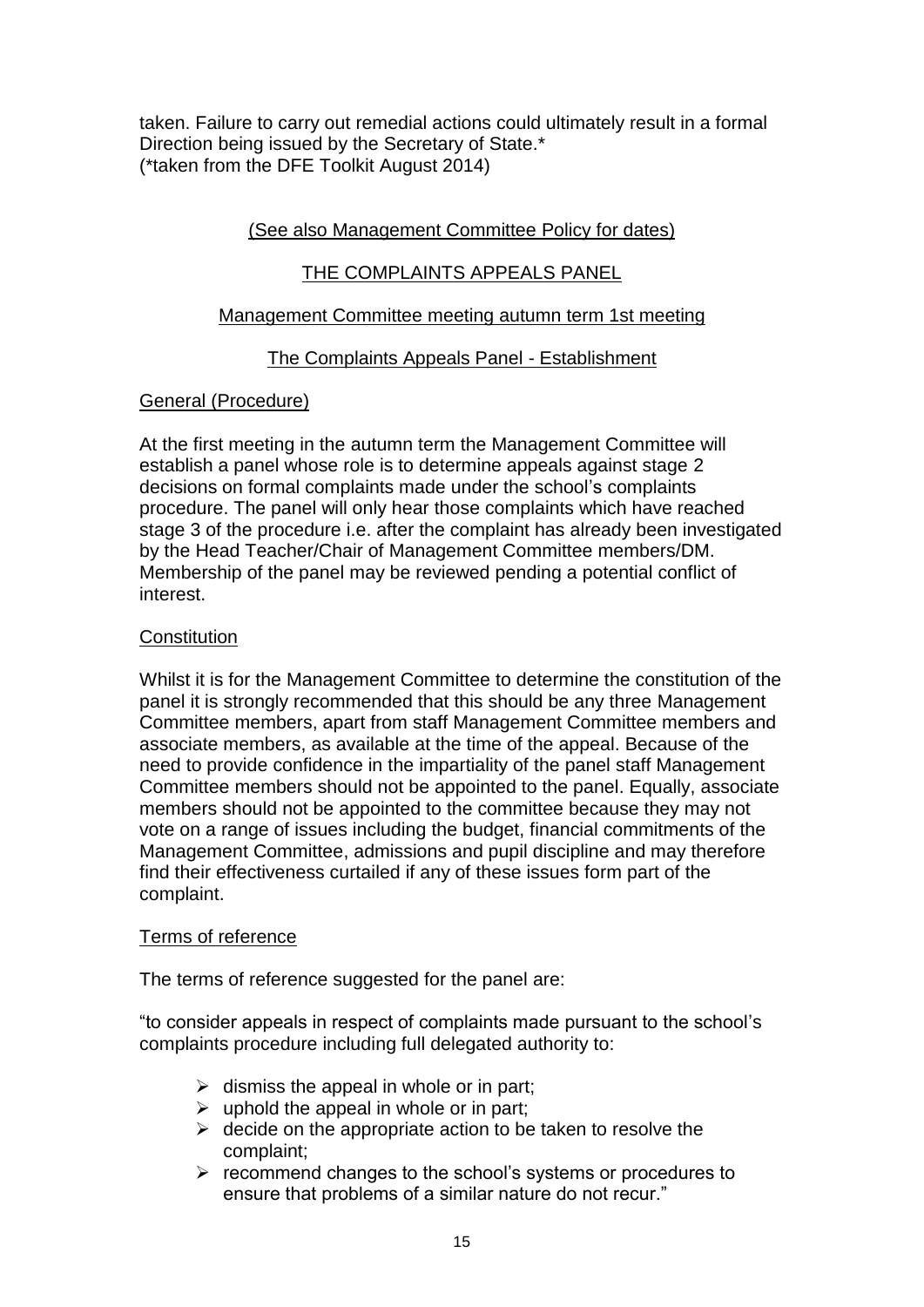taken. Failure to carry out remedial actions could ultimately result in a formal Direction being issued by the Secretary of State.*
(*taken from the DFE Toolkit August 2014)

(See also Management Committee Policy for dates)

## THE COMPLAINTS APPEALS PANEL

### Management Committee meeting autumn term 1st meeting

### The Complaints Appeals Panel - Establishment

#### General (Procedure)

At the first meeting in the autumn term the Management Committee will establish a panel whose role is to determine appeals against stage 2 decisions on formal complaints made under the school's complaints procedure. The panel will only hear those complaints which have reached stage 3 of the procedure i.e. after the complaint has already been investigated by the Head Teacher/Chair of Management Committee members/DM. Membership of the panel may be reviewed pending a potential conflict of interest.

#### Constitution

Whilst it is for the Management Committee to determine the constitution of the panel it is strongly recommended that this should be any three Management Committee members, apart from staff Management Committee members and associate members, as available at the time of the appeal. Because of the need to provide confidence in the impartiality of the panel staff Management Committee members should not be appointed to the panel. Equally, associate members should not be appointed to the committee because they may not vote on a range of issues including the budget, financial commitments of the Management Committee, admissions and pupil discipline and may therefore find their effectiveness curtailed if any of these issues form part of the complaint.

#### Terms of reference

The terms of reference suggested for the panel are:

"to consider appeals in respect of complaints made pursuant to the school's complaints procedure including full delegated authority to:

- dismiss the appeal in whole or in part;
- uphold the appeal in whole or in part;
- decide on the appropriate action to be taken to resolve the complaint;
- recommend changes to the school's systems or procedures to ensure that problems of a similar nature do not recur."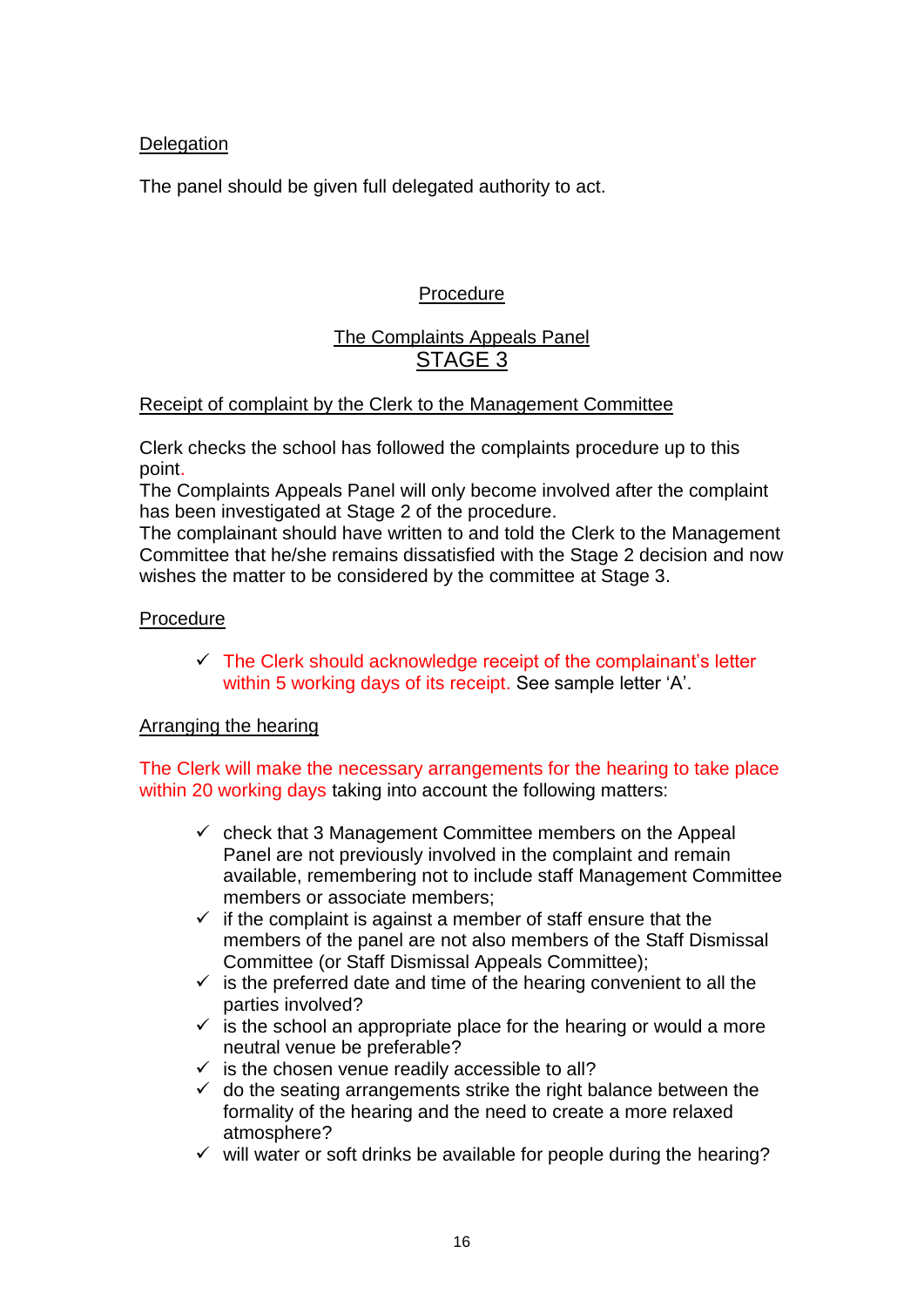Delegation

The panel should be given full delegated authority to act.

## Procedure

## The Complaints Appeals Panel
## STAGE 3

Receipt of complaint by the Clerk to the Management Committee

Clerk checks the school has followed the complaints procedure up to this point.
The Complaints Appeals Panel will only become involved after the complaint has been investigated at Stage 2 of the procedure.
The complainant should have written to and told the Clerk to the Management Committee that he/she remains dissatisfied with the Stage 2 decision and now wishes the matter to be considered by the committee at Stage 3.

Procedure

- ✓ The Clerk should acknowledge receipt of the complainant's letter within 5 working days of its receipt. See sample letter 'A'.

Arranging the hearing

The Clerk will make the necessary arrangements for the hearing to take place within 20 working days taking into account the following matters:

- ✓ check that 3 Management Committee members on the Appeal Panel are not previously involved in the complaint and remain available, remembering not to include staff Management Committee members or associate members;
- ✓ if the complaint is against a member of staff ensure that the members of the panel are not also members of the Staff Dismissal Committee (or Staff Dismissal Appeals Committee);
- ✓ is the preferred date and time of the hearing convenient to all the parties involved?
- ✓ is the school an appropriate place for the hearing or would a more neutral venue be preferable?
- ✓ is the chosen venue readily accessible to all?
- ✓ do the seating arrangements strike the right balance between the formality of the hearing and the need to create a more relaxed atmosphere?
- ✓ will water or soft drinks be available for people during the hearing?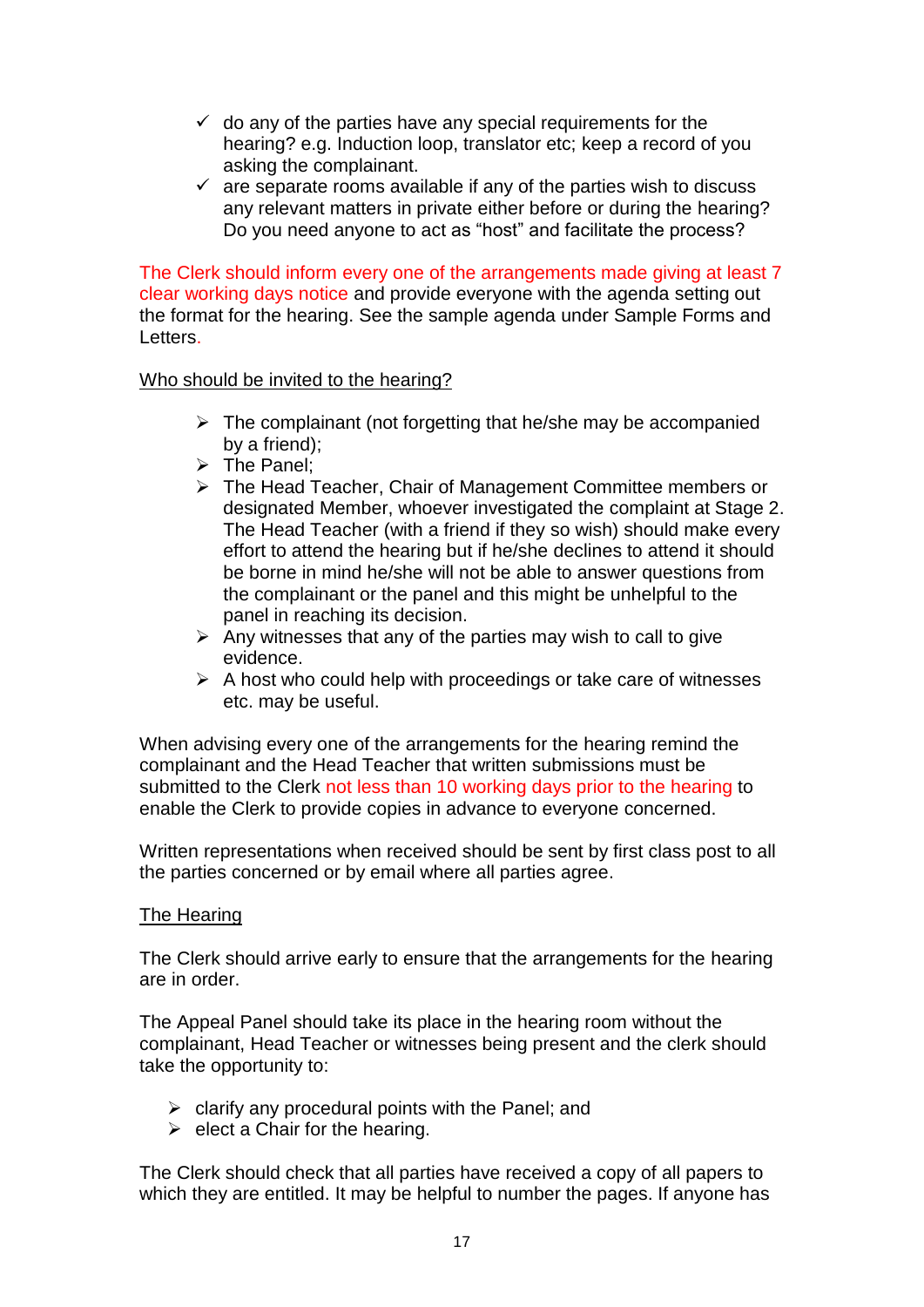- ✓ do any of the parties have any special requirements for the hearing? e.g. Induction loop, translator etc; keep a record of you asking the complainant.
- ✓ are separate rooms available if any of the parties wish to discuss any relevant matters in private either before or during the hearing? Do you need anyone to act as "host" and facilitate the process?

The Clerk should inform every one of the arrangements made giving at least 7 clear working days notice and provide everyone with the agenda setting out the format for the hearing. See the sample agenda under Sample Forms and Letters.

Who should be invited to the hearing?

- The complainant (not forgetting that he/she may be accompanied by a friend);
- The Panel;
- The Head Teacher, Chair of Management Committee members or designated Member, whoever investigated the complaint at Stage 2. The Head Teacher (with a friend if they so wish) should make every effort to attend the hearing but if he/she declines to attend it should be borne in mind he/she will not be able to answer questions from the complainant or the panel and this might be unhelpful to the panel in reaching its decision.
- Any witnesses that any of the parties may wish to call to give evidence.
- A host who could help with proceedings or take care of witnesses etc. may be useful.

When advising every one of the arrangements for the hearing remind the complainant and the Head Teacher that written submissions must be submitted to the Clerk not less than 10 working days prior to the hearing to enable the Clerk to provide copies in advance to everyone concerned.

Written representations when received should be sent by first class post to all the parties concerned or by email where all parties agree.

The Hearing

The Clerk should arrive early to ensure that the arrangements for the hearing are in order.

The Appeal Panel should take its place in the hearing room without the complainant, Head Teacher or witnesses being present and the clerk should take the opportunity to:

- clarify any procedural points with the Panel; and
- elect a Chair for the hearing.

The Clerk should check that all parties have received a copy of all papers to which they are entitled. It may be helpful to number the pages. If anyone has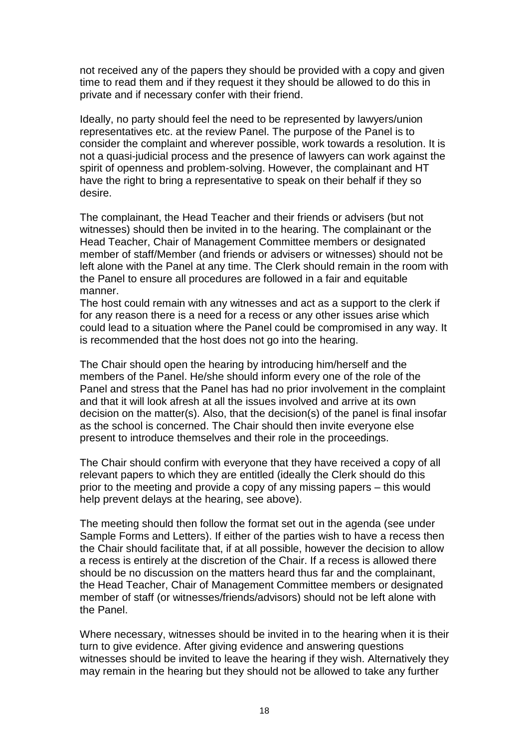not received any of the papers they should be provided with a copy and given time to read them and if they request it they should be allowed to do this in private and if necessary confer with their friend.

Ideally, no party should feel the need to be represented by lawyers/union representatives etc. at the review Panel. The purpose of the Panel is to consider the complaint and wherever possible, work towards a resolution. It is not a quasi-judicial process and the presence of lawyers can work against the spirit of openness and problem-solving. However, the complainant and HT have the right to bring a representative to speak on their behalf if they so desire.

The complainant, the Head Teacher and their friends or advisers (but not witnesses) should then be invited in to the hearing. The complainant or the Head Teacher, Chair of Management Committee members or designated member of staff/Member (and friends or advisers or witnesses) should not be left alone with the Panel at any time. The Clerk should remain in the room with the Panel to ensure all procedures are followed in a fair and equitable manner.
The host could remain with any witnesses and act as a support to the clerk if for any reason there is a need for a recess or any other issues arise which could lead to a situation where the Panel could be compromised in any way. It is recommended that the host does not go into the hearing.

The Chair should open the hearing by introducing him/herself and the members of the Panel. He/she should inform every one of the role of the Panel and stress that the Panel has had no prior involvement in the complaint and that it will look afresh at all the issues involved and arrive at its own decision on the matter(s). Also, that the decision(s) of the panel is final insofar as the school is concerned. The Chair should then invite everyone else present to introduce themselves and their role in the proceedings.

The Chair should confirm with everyone that they have received a copy of all relevant papers to which they are entitled (ideally the Clerk should do this prior to the meeting and provide a copy of any missing papers – this would help prevent delays at the hearing, see above).

The meeting should then follow the format set out in the agenda (see under Sample Forms and Letters). If either of the parties wish to have a recess then the Chair should facilitate that, if at all possible, however the decision to allow a recess is entirely at the discretion of the Chair. If a recess is allowed there should be no discussion on the matters heard thus far and the complainant, the Head Teacher, Chair of Management Committee members or designated member of staff (or witnesses/friends/advisors) should not be left alone with the Panel.

Where necessary, witnesses should be invited in to the hearing when it is their turn to give evidence. After giving evidence and answering questions witnesses should be invited to leave the hearing if they wish. Alternatively they may remain in the hearing but they should not be allowed to take any further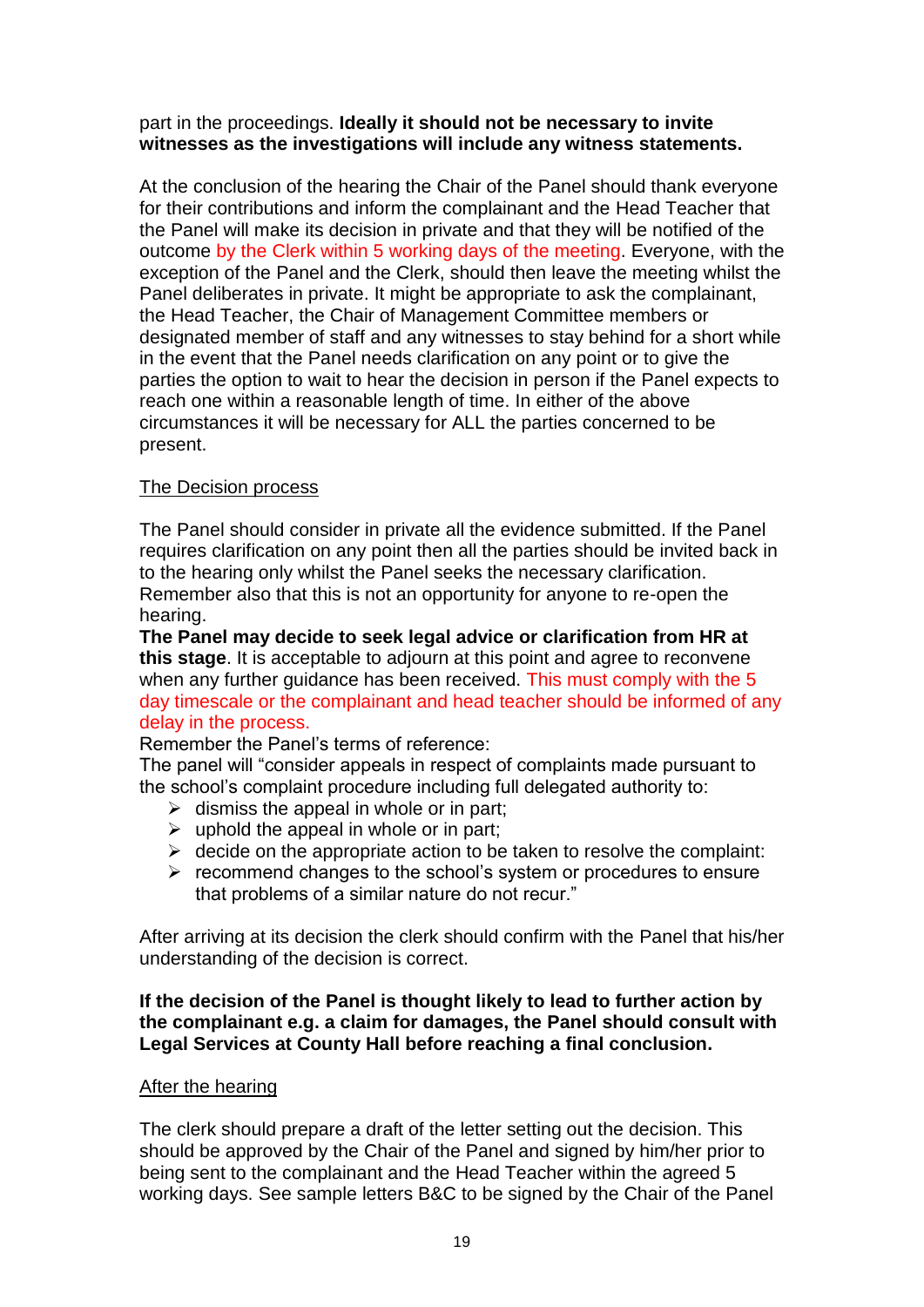part in the proceedings. **Ideally it should not be necessary to invite witnesses as the investigations will include any witness statements.**

At the conclusion of the hearing the Chair of the Panel should thank everyone for their contributions and inform the complainant and the Head Teacher that the Panel will make its decision in private and that they will be notified of the outcome by the Clerk within 5 working days of the meeting. Everyone, with the exception of the Panel and the Clerk, should then leave the meeting whilst the Panel deliberates in private. It might be appropriate to ask the complainant, the Head Teacher, the Chair of Management Committee members or designated member of staff and any witnesses to stay behind for a short while in the event that the Panel needs clarification on any point or to give the parties the option to wait to hear the decision in person if the Panel expects to reach one within a reasonable length of time. In either of the above circumstances it will be necessary for ALL the parties concerned to be present.

<u>The Decision process</u>

The Panel should consider in private all the evidence submitted. If the Panel requires clarification on any point then all the parties should be invited back in to the hearing only whilst the Panel seeks the necessary clarification. Remember also that this is not an opportunity for anyone to re-open the hearing.

**The Panel may decide to seek legal advice or clarification from HR at this stage**. It is acceptable to adjourn at this point and agree to reconvene when any further guidance has been received. This must comply with the 5 day timescale or the complainant and head teacher should be informed of any delay in the process.

Remember the Panel's terms of reference:

The panel will "consider appeals in respect of complaints made pursuant to the school's complaint procedure including full delegated authority to:

- dismiss the appeal in whole or in part;
- uphold the appeal in whole or in part;
- decide on the appropriate action to be taken to resolve the complaint:
- recommend changes to the school's system or procedures to ensure that problems of a similar nature do not recur."

After arriving at its decision the clerk should confirm with the Panel that his/her understanding of the decision is correct.

**If the decision of the Panel is thought likely to lead to further action by the complainant e.g. a claim for damages, the Panel should consult with Legal Services at County Hall before reaching a final conclusion.**

<u>After the hearing</u>

The clerk should prepare a draft of the letter setting out the decision. This should be approved by the Chair of the Panel and signed by him/her prior to being sent to the complainant and the Head Teacher within the agreed 5 working days. See sample letters B&C to be signed by the Chair of the Panel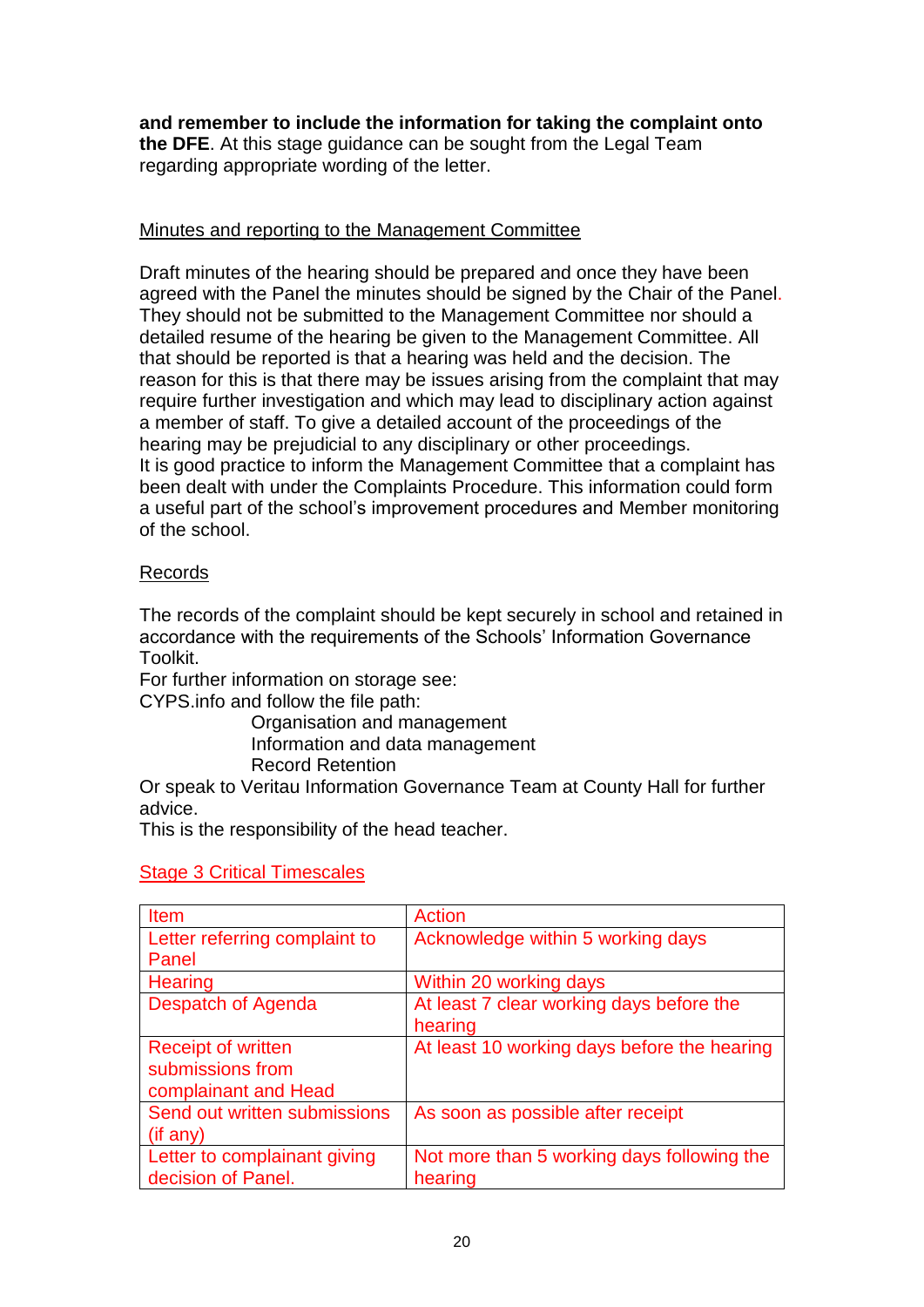**and remember to include the information for taking the complaint onto the DFE**. At this stage guidance can be sought from the Legal Team regarding appropriate wording of the letter.

<u>Minutes and reporting to the Management Committee</u>

Draft minutes of the hearing should be prepared and once they have been agreed with the Panel the minutes should be signed by the Chair of the Panel. They should not be submitted to the Management Committee nor should a detailed resume of the hearing be given to the Management Committee. All that should be reported is that a hearing was held and the decision. The reason for this is that there may be issues arising from the complaint that may require further investigation and which may lead to disciplinary action against a member of staff. To give a detailed account of the proceedings of the hearing may be prejudicial to any disciplinary or other proceedings.
It is good practice to inform the Management Committee that a complaint has been dealt with under the Complaints Procedure. This information could form a useful part of the school's improvement procedures and Member monitoring of the school.

<u>Records</u>

The records of the complaint should be kept securely in school and retained in accordance with the requirements of the Schools' Information Governance Toolkit.
For further information on storage see:
CYPS.info and follow the file path:

Organisation and management
Information and data management
Record Retention

Or speak to Veritau Information Governance Team at County Hall for further advice.
This is the responsibility of the head teacher.

<u>Stage 3 Critical Timescales</u>

| Item | Action |
|---|---|
| Letter referring complaint to Panel | Acknowledge within 5 working days |
| Hearing | Within 20 working days |
| Despatch of Agenda | At least 7 clear working days before the hearing |
| Receipt of written submissions from complainant and Head | At least 10 working days before the hearing |
| Send out written submissions (if any) | As soon as possible after receipt |
| Letter to complainant giving decision of Panel. | Not more than 5 working days following the hearing |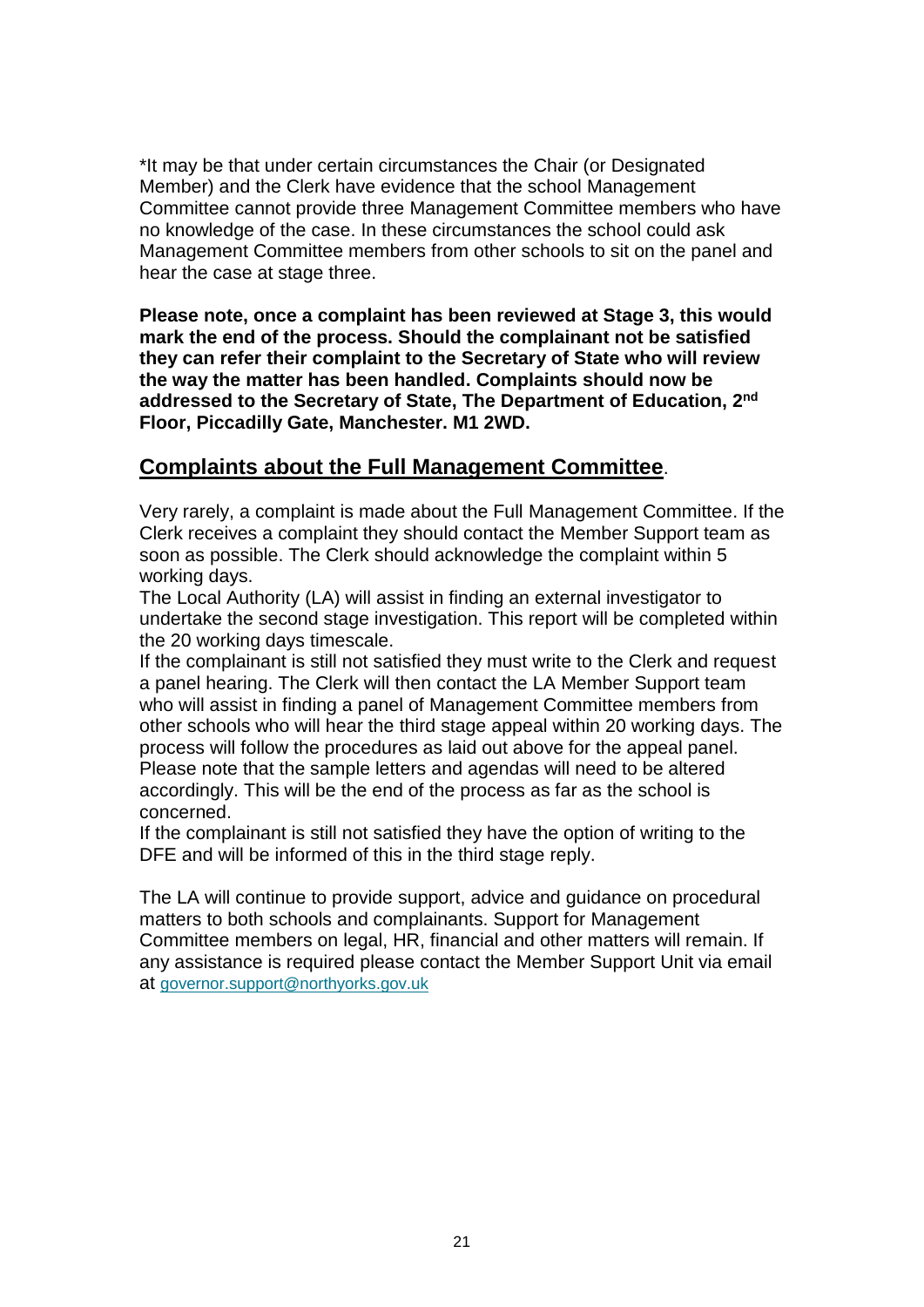*It may be that under certain circumstances the Chair (or Designated Member) and the Clerk have evidence that the school Management Committee cannot provide three Management Committee members who have no knowledge of the case. In these circumstances the school could ask Management Committee members from other schools to sit on the panel and hear the case at stage three.

**Please note, once a complaint has been reviewed at Stage 3, this would mark the end of the process. Should the complainant not be satisfied they can refer their complaint to the Secretary of State who will review the way the matter has been handled. Complaints should now be addressed to the Secretary of State, The Department of Education, 2nd Floor, Piccadilly Gate, Manchester. M1 2WD.**

## Complaints about the Full Management Committee.

Very rarely, a complaint is made about the Full Management Committee. If the Clerk receives a complaint they should contact the Member Support team as soon as possible. The Clerk should acknowledge the complaint within 5 working days.

The Local Authority (LA) will assist in finding an external investigator to undertake the second stage investigation. This report will be completed within the 20 working days timescale.

If the complainant is still not satisfied they must write to the Clerk and request a panel hearing. The Clerk will then contact the LA Member Support team who will assist in finding a panel of Management Committee members from other schools who will hear the third stage appeal within 20 working days. The process will follow the procedures as laid out above for the appeal panel. Please note that the sample letters and agendas will need to be altered accordingly. This will be the end of the process as far as the school is concerned.

If the complainant is still not satisfied they have the option of writing to the DFE and will be informed of this in the third stage reply.

The LA will continue to provide support, advice and guidance on procedural matters to both schools and complainants. Support for Management Committee members on legal, HR, financial and other matters will remain. If any assistance is required please contact the Member Support Unit via email at governor.support@northyorks.gov.uk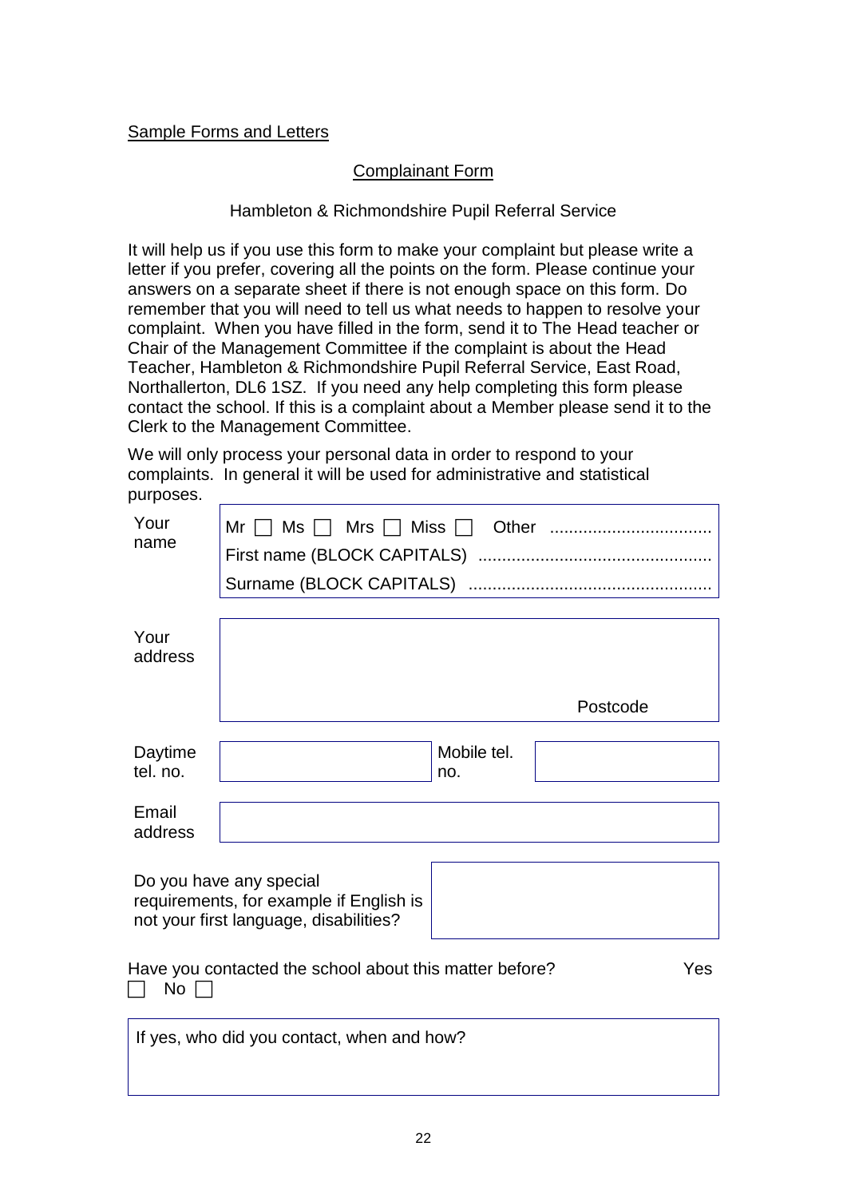Sample Forms and Letters

## Complainant Form

Hambleton & Richmondshire Pupil Referral Service

It will help us if you use this form to make your complaint but please write a letter if you prefer, covering all the points on the form. Please continue your answers on a separate sheet if there is not enough space on this form. Do remember that you will need to tell us what needs to happen to resolve your complaint. When you have filled in the form, send it to The Head teacher or Chair of the Management Committee if the complaint is about the Head Teacher, Hambleton & Richmondshire Pupil Referral Service, East Road, Northallerton, DL6 1SZ. If you need any help completing this form please contact the school. If this is a complaint about a Member please send it to the Clerk to the Management Committee.

We will only process your personal data in order to respond to your complaints. In general it will be used for administrative and statistical purposes.

| | |
|---|---|
| Your name | Mr ☐ Ms ☐ Mrs ☐ Miss ☐ Other ................................. <br> First name (BLOCK CAPITALS) ................................................ <br> Surname (BLOCK CAPITALS) .................................................. |
| Your address | <br><br>Postcode |

| | | | |
|---|---|---|---|
| Daytime tel. no. | | Mobile tel. no. | |

| | |
|---|---|
| Email address | |

| | |
|---|---|
| Do you have any special requirements, for example if English is not your first language, disabilities? | |

Have you contacted the school about this matter before? Yes ☐ No ☐

| |
|---|
| If yes, who did you contact, when and how? |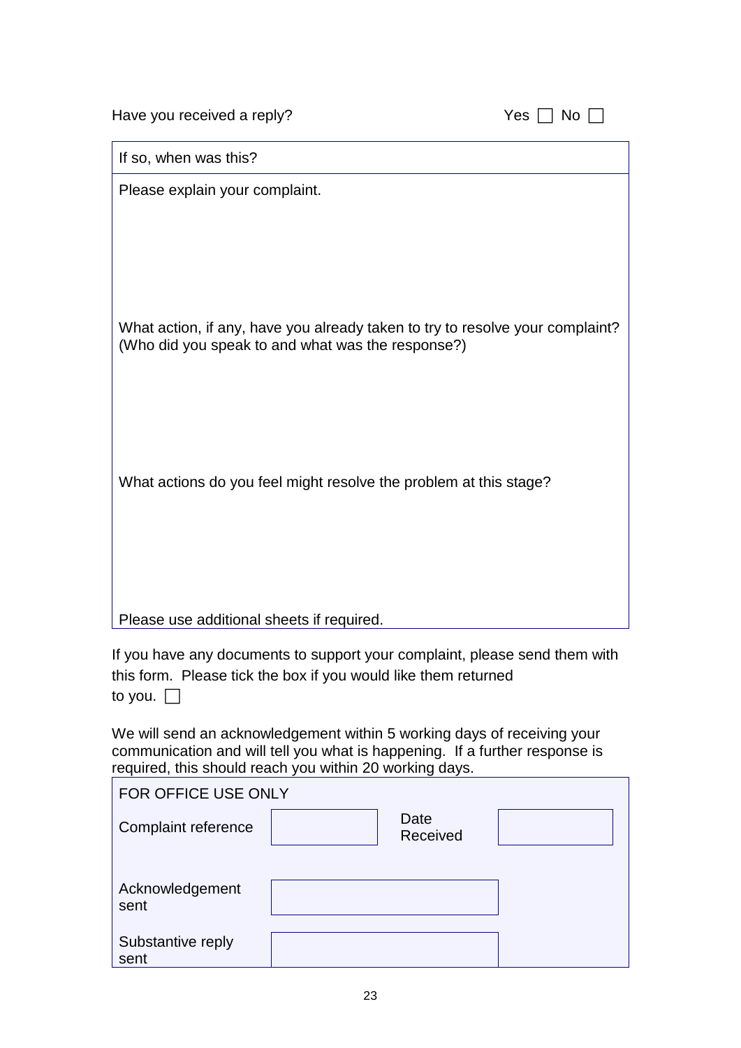Have you received a reply? Yes ☐ No ☐

| If so, when was this? |
|---|
| Please explain your complaint.<br><br><br><br><br>What action, if any, have you already taken to try to resolve your complaint? (Who did you speak to and what was the response?)<br><br><br><br><br>What actions do you feel might resolve the problem at this stage?<br><br><br><br><br>Please use additional sheets if required. |

If you have any documents to support your complaint, please send them with this form. Please tick the box if you would like them returned to you. ☐

We will send an acknowledgement within 5 working days of receiving your communication and will tell you what is happening. If a further response is required, this should reach you within 20 working days.

| FOR OFFICE USE ONLY | | | |
|---|---|---|---|
| Complaint reference | | Date Received | |
| Acknowledgement sent | | | |
| Substantive reply sent | | | |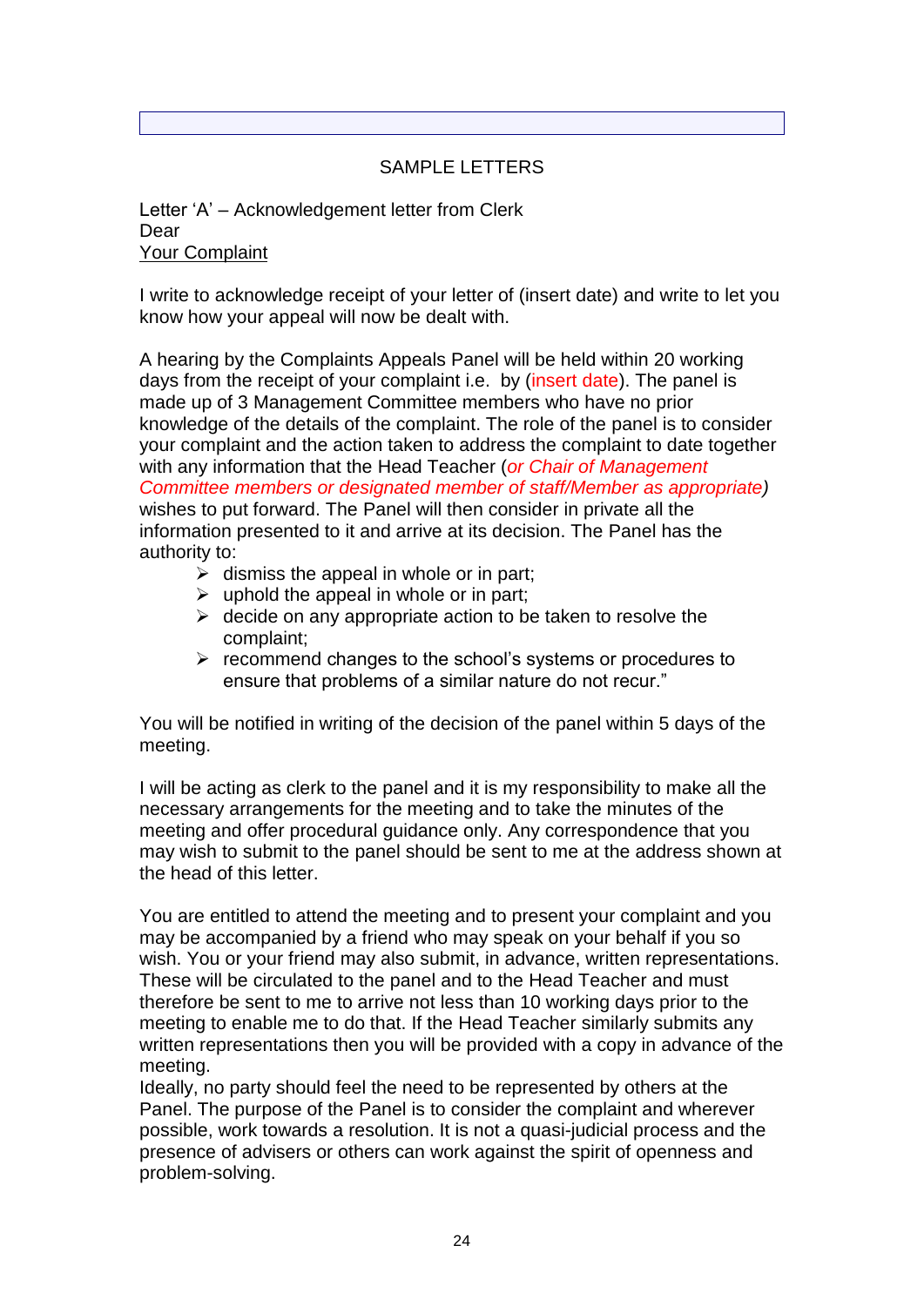## SAMPLE LETTERS

Letter 'A' – Acknowledgement letter from Clerk
Dear
Your Complaint

I write to acknowledge receipt of your letter of (insert date) and write to let you know how your appeal will now be dealt with.

A hearing by the Complaints Appeals Panel will be held within 20 working days from the receipt of your complaint i.e. by (insert date). The panel is made up of 3 Management Committee members who have no prior knowledge of the details of the complaint. The role of the panel is to consider your complaint and the action taken to address the complaint to date together with any information that the Head Teacher (*or Chair of Management Committee members or designated member of staff/Member as appropriate)* wishes to put forward. The Panel will then consider in private all the information presented to it and arrive at its decision. The Panel has the authority to:

- dismiss the appeal in whole or in part;
- uphold the appeal in whole or in part;
- decide on any appropriate action to be taken to resolve the complaint;
- recommend changes to the school's systems or procedures to ensure that problems of a similar nature do not recur."

You will be notified in writing of the decision of the panel within 5 days of the meeting.

I will be acting as clerk to the panel and it is my responsibility to make all the necessary arrangements for the meeting and to take the minutes of the meeting and offer procedural guidance only. Any correspondence that you may wish to submit to the panel should be sent to me at the address shown at the head of this letter.

You are entitled to attend the meeting and to present your complaint and you may be accompanied by a friend who may speak on your behalf if you so wish. You or your friend may also submit, in advance, written representations. These will be circulated to the panel and to the Head Teacher and must therefore be sent to me to arrive not less than 10 working days prior to the meeting to enable me to do that. If the Head Teacher similarly submits any written representations then you will be provided with a copy in advance of the meeting.
Ideally, no party should feel the need to be represented by others at the Panel. The purpose of the Panel is to consider the complaint and wherever possible, work towards a resolution. It is not a quasi-judicial process and the presence of advisers or others can work against the spirit of openness and problem-solving.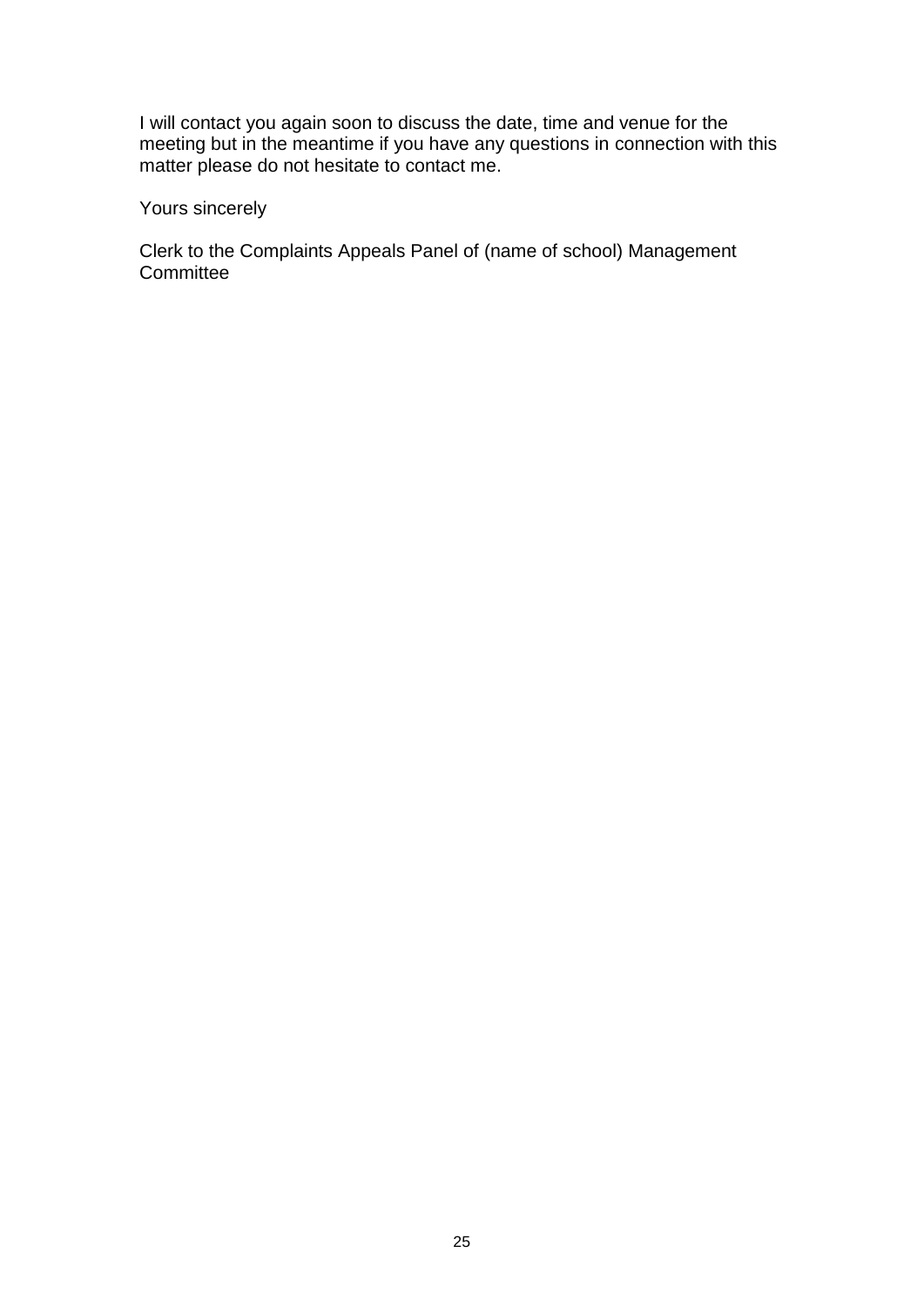I will contact you again soon to discuss the date, time and venue for the meeting but in the meantime if you have any questions in connection with this matter please do not hesitate to contact me.

Yours sincerely

Clerk to the Complaints Appeals Panel of (name of school) Management Committee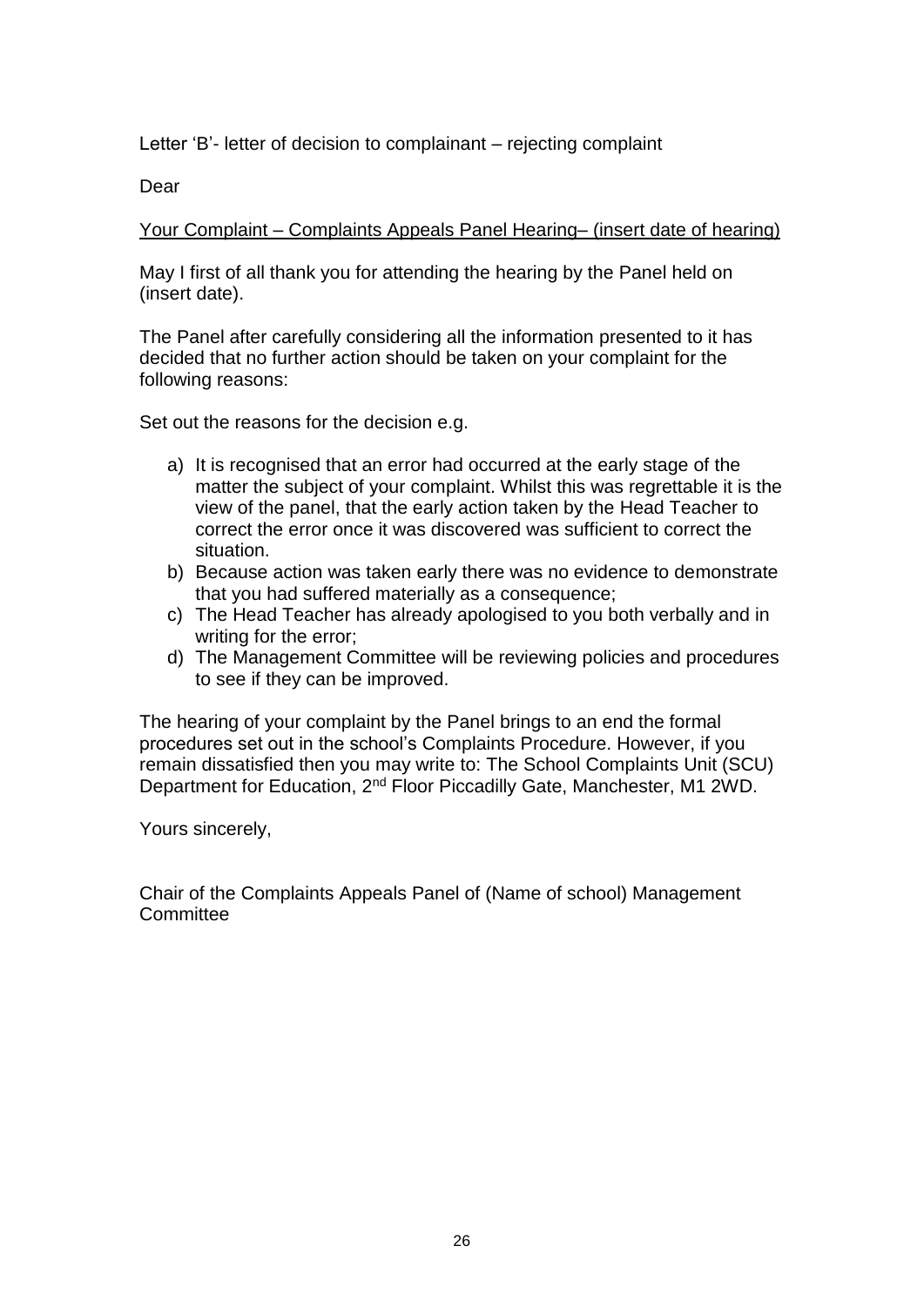Letter 'B'- letter of decision to complainant – rejecting complaint

Dear

<u>Your Complaint – Complaints Appeals Panel Hearing– (insert date of hearing)</u>

May I first of all thank you for attending the hearing by the Panel held on (insert date).

The Panel after carefully considering all the information presented to it has decided that no further action should be taken on your complaint for the following reasons:

Set out the reasons for the decision e.g.

a) It is recognised that an error had occurred at the early stage of the matter the subject of your complaint. Whilst this was regrettable it is the view of the panel, that the early action taken by the Head Teacher to correct the error once it was discovered was sufficient to correct the situation.
b) Because action was taken early there was no evidence to demonstrate that you had suffered materially as a consequence;
c) The Head Teacher has already apologised to you both verbally and in writing for the error;
d) The Management Committee will be reviewing policies and procedures to see if they can be improved.

The hearing of your complaint by the Panel brings to an end the formal procedures set out in the school's Complaints Procedure. However, if you remain dissatisfied then you may write to: The School Complaints Unit (SCU) Department for Education, 2nd Floor Piccadilly Gate, Manchester, M1 2WD.

Yours sincerely,

Chair of the Complaints Appeals Panel of (Name of school) Management Committee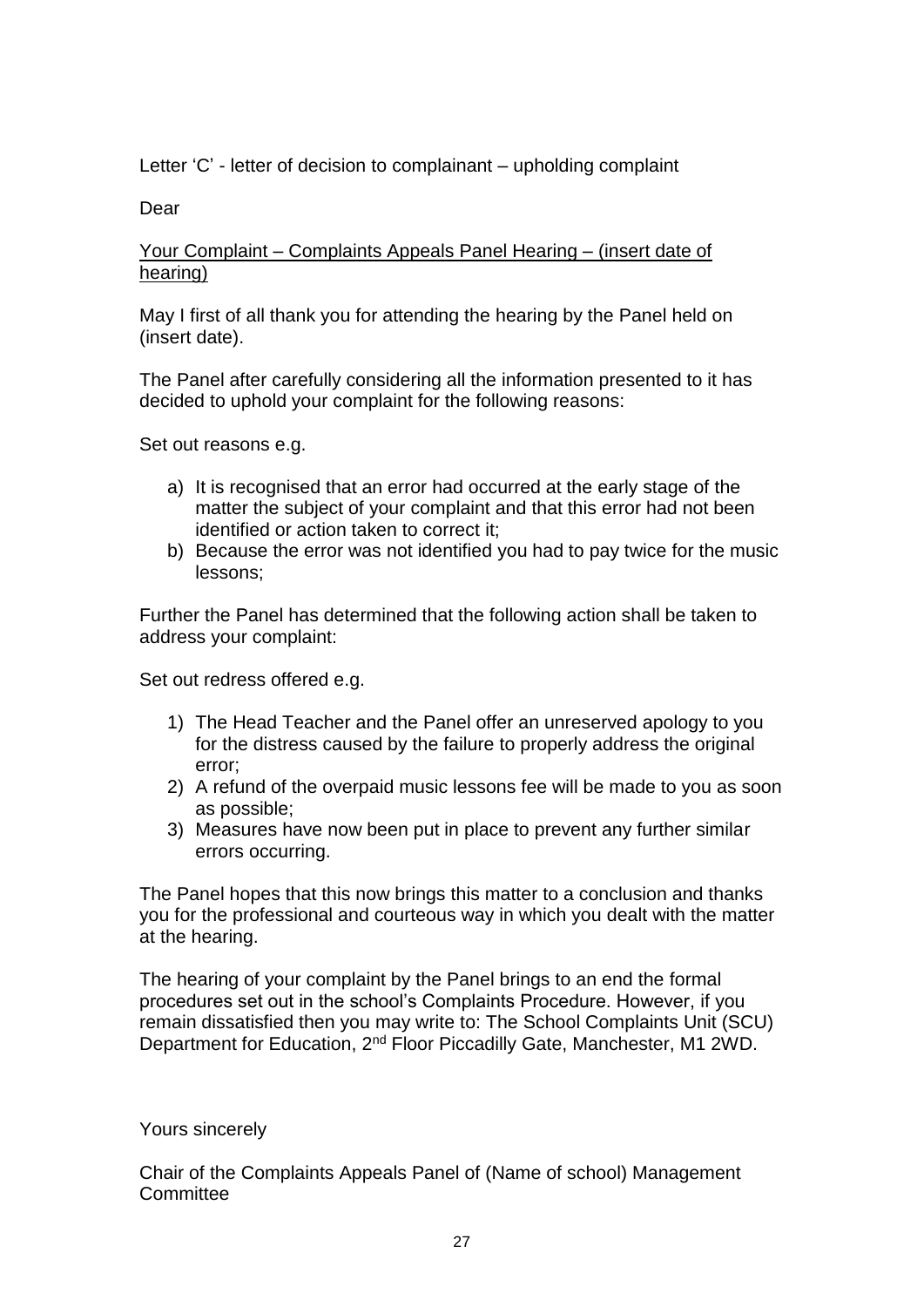Letter 'C' - letter of decision to complainant – upholding complaint

Dear

<u>Your Complaint – Complaints Appeals Panel Hearing – (insert date of hearing)</u>

May I first of all thank you for attending the hearing by the Panel held on (insert date).

The Panel after carefully considering all the information presented to it has decided to uphold your complaint for the following reasons:

Set out reasons e.g.

a) It is recognised that an error had occurred at the early stage of the matter the subject of your complaint and that this error had not been identified or action taken to correct it;
b) Because the error was not identified you had to pay twice for the music lessons;

Further the Panel has determined that the following action shall be taken to address your complaint:

Set out redress offered e.g.

1) The Head Teacher and the Panel offer an unreserved apology to you for the distress caused by the failure to properly address the original error;
2) A refund of the overpaid music lessons fee will be made to you as soon as possible;
3) Measures have now been put in place to prevent any further similar errors occurring.

The Panel hopes that this now brings this matter to a conclusion and thanks you for the professional and courteous way in which you dealt with the matter at the hearing.

The hearing of your complaint by the Panel brings to an end the formal procedures set out in the school's Complaints Procedure. However, if you remain dissatisfied then you may write to: The School Complaints Unit (SCU) Department for Education, 2nd Floor Piccadilly Gate, Manchester, M1 2WD.

Yours sincerely

Chair of the Complaints Appeals Panel of (Name of school) Management Committee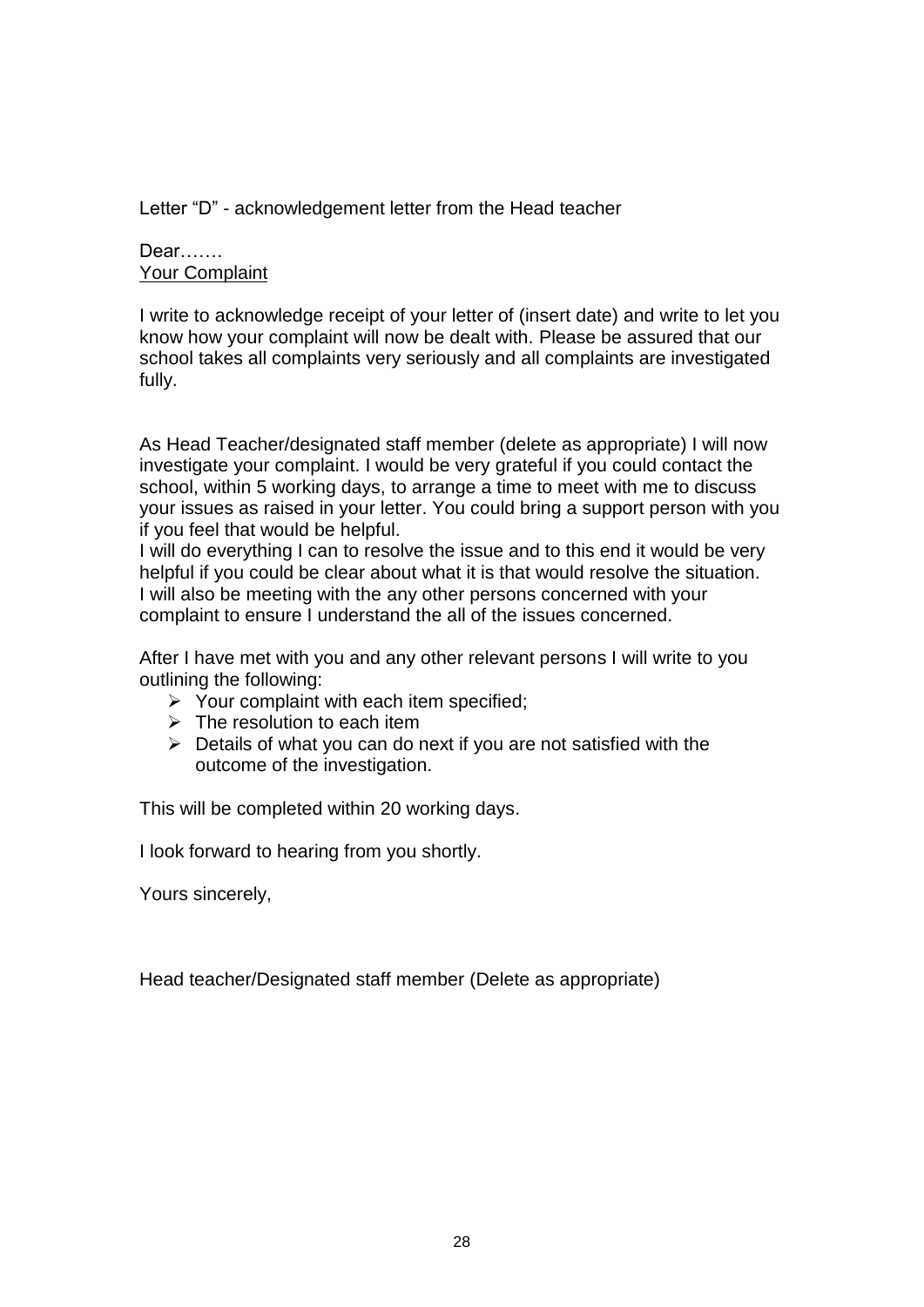Letter "D" - acknowledgement letter from the Head teacher

Dear…….

<u>Your Complaint</u>

I write to acknowledge receipt of your letter of (insert date) and write to let you know how your complaint will now be dealt with. Please be assured that our school takes all complaints very seriously and all complaints are investigated fully.

As Head Teacher/designated staff member (delete as appropriate) I will now investigate your complaint. I would be very grateful if you could contact the school, within 5 working days, to arrange a time to meet with me to discuss your issues as raised in your letter. You could bring a support person with you if you feel that would be helpful.

I will do everything I can to resolve the issue and to this end it would be very helpful if you could be clear about what it is that would resolve the situation. I will also be meeting with the any other persons concerned with your complaint to ensure I understand the all of the issues concerned.

After I have met with you and any other relevant persons I will write to you outlining the following:

- Your complaint with each item specified;
- The resolution to each item
- Details of what you can do next if you are not satisfied with the outcome of the investigation.

This will be completed within 20 working days.

I look forward to hearing from you shortly.

Yours sincerely,

Head teacher/Designated staff member (Delete as appropriate)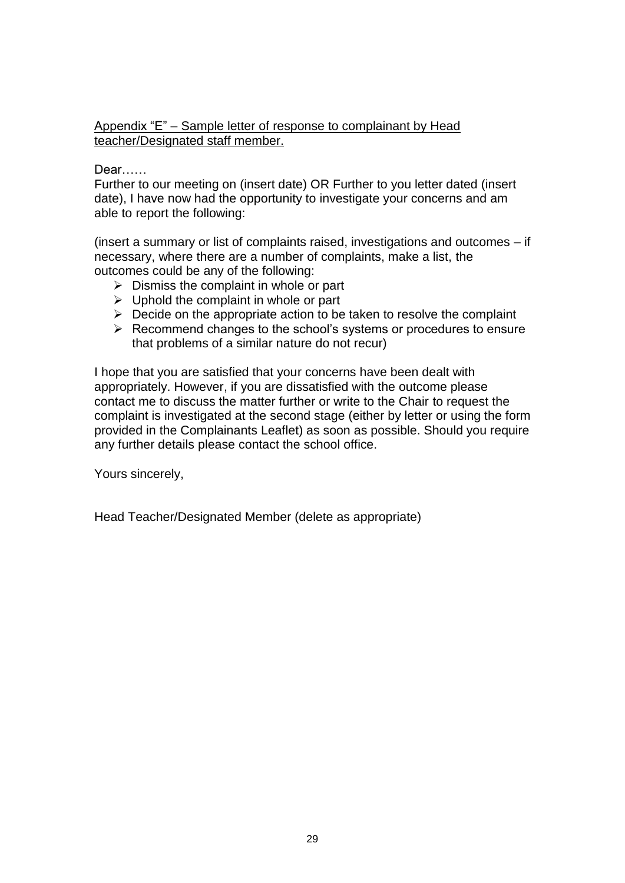Appendix “E” – Sample letter of response to complainant by Head teacher/Designated staff member.

Dear……

Further to our meeting on (insert date) OR Further to you letter dated (insert date), I have now had the opportunity to investigate your concerns and am able to report the following:

(insert a summary or list of complaints raised, investigations and outcomes – if necessary, where there are a number of complaints, make a list, the outcomes could be any of the following:

- Dismiss the complaint in whole or part
- Uphold the complaint in whole or part
- Decide on the appropriate action to be taken to resolve the complaint
- Recommend changes to the school’s systems or procedures to ensure that problems of a similar nature do not recur)

I hope that you are satisfied that your concerns have been dealt with appropriately. However, if you are dissatisfied with the outcome please contact me to discuss the matter further or write to the Chair to request the complaint is investigated at the second stage (either by letter or using the form provided in the Complainants Leaflet) as soon as possible. Should you require any further details please contact the school office.

Yours sincerely,

Head Teacher/Designated Member (delete as appropriate)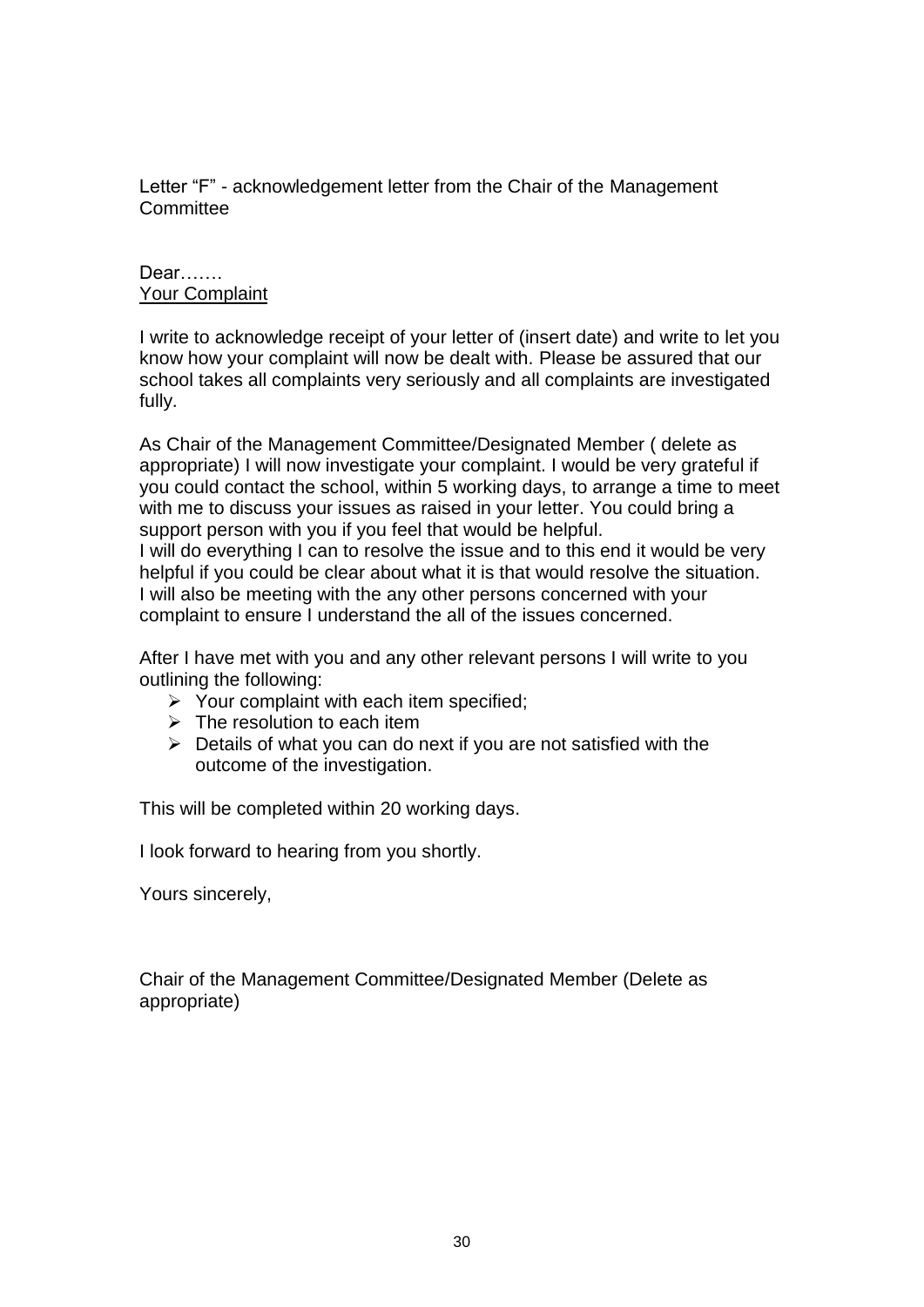Letter “F” - acknowledgement letter from the Chair of the Management Committee

Dear…….
<u>Your Complaint</u>

I write to acknowledge receipt of your letter of (insert date) and write to let you know how your complaint will now be dealt with. Please be assured that our school takes all complaints very seriously and all complaints are investigated fully.

As Chair of the Management Committee/Designated Member ( delete as appropriate) I will now investigate your complaint. I would be very grateful if you could contact the school, within 5 working days, to arrange a time to meet with me to discuss your issues as raised in your letter. You could bring a support person with you if you feel that would be helpful.
I will do everything I can to resolve the issue and to this end it would be very helpful if you could be clear about what it is that would resolve the situation.
I will also be meeting with the any other persons concerned with your complaint to ensure I understand the all of the issues concerned.

After I have met with you and any other relevant persons I will write to you outlining the following:

- Your complaint with each item specified;
- The resolution to each item
- Details of what you can do next if you are not satisfied with the outcome of the investigation.

This will be completed within 20 working days.

I look forward to hearing from you shortly.

Yours sincerely,

Chair of the Management Committee/Designated Member (Delete as appropriate)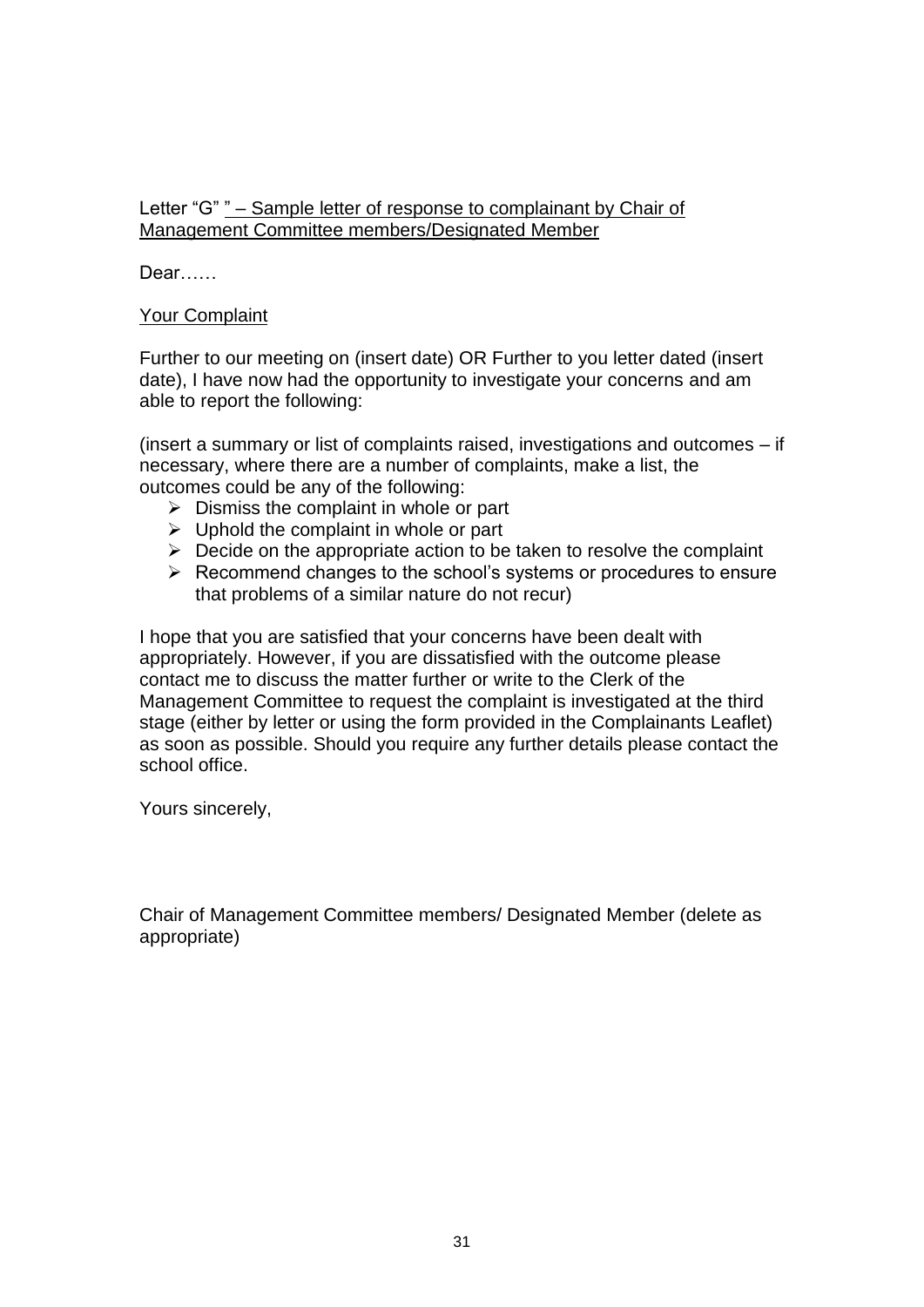Letter "G" " – Sample letter of response to complainant by Chair of Management Committee members/Designated Member

Dear……

Your Complaint

Further to our meeting on (insert date) OR Further to you letter dated (insert date), I have now had the opportunity to investigate your concerns and am able to report the following:

(insert a summary or list of complaints raised, investigations and outcomes – if necessary, where there are a number of complaints, make a list, the outcomes could be any of the following:

- Dismiss the complaint in whole or part
- Uphold the complaint in whole or part
- Decide on the appropriate action to be taken to resolve the complaint
- Recommend changes to the school's systems or procedures to ensure that problems of a similar nature do not recur)

I hope that you are satisfied that your concerns have been dealt with appropriately. However, if you are dissatisfied with the outcome please contact me to discuss the matter further or write to the Clerk of the Management Committee to request the complaint is investigated at the third stage (either by letter or using the form provided in the Complainants Leaflet) as soon as possible. Should you require any further details please contact the school office.

Yours sincerely,

Chair of Management Committee members/ Designated Member (delete as appropriate)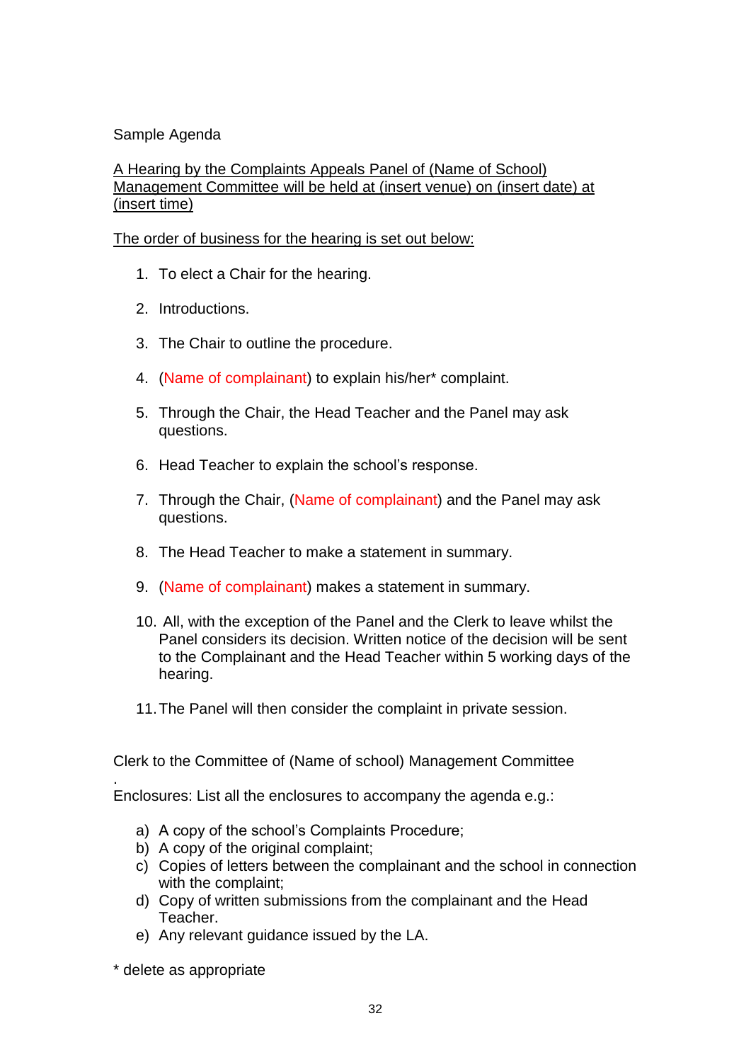Sample Agenda

<u>A Hearing by the Complaints Appeals Panel of (Name of School) Management Committee will be held at (insert venue) on (insert date) at (insert time)</u>

<u>The order of business for the hearing is set out below:</u>

1. To elect a Chair for the hearing.

2. Introductions.

3. The Chair to outline the procedure.

4. (Name of complainant) to explain his/her* complaint.

5. Through the Chair, the Head Teacher and the Panel may ask questions.

6. Head Teacher to explain the school's response.

7. Through the Chair, (Name of complainant) and the Panel may ask questions.

8. The Head Teacher to make a statement in summary.

9. (Name of complainant) makes a statement in summary.

10. All, with the exception of the Panel and the Clerk to leave whilst the Panel considers its decision. Written notice of the decision will be sent to the Complainant and the Head Teacher within 5 working days of the hearing.

11. The Panel will then consider the complaint in private session.

Clerk to the Committee of (Name of school) Management Committee

.
Enclosures: List all the enclosures to accompany the agenda e.g.:

a) A copy of the school's Complaints Procedure;
b) A copy of the original complaint;
c) Copies of letters between the complainant and the school in connection with the complaint;
d) Copy of written submissions from the complainant and the Head Teacher.
e) Any relevant guidance issued by the LA.

* delete as appropriate